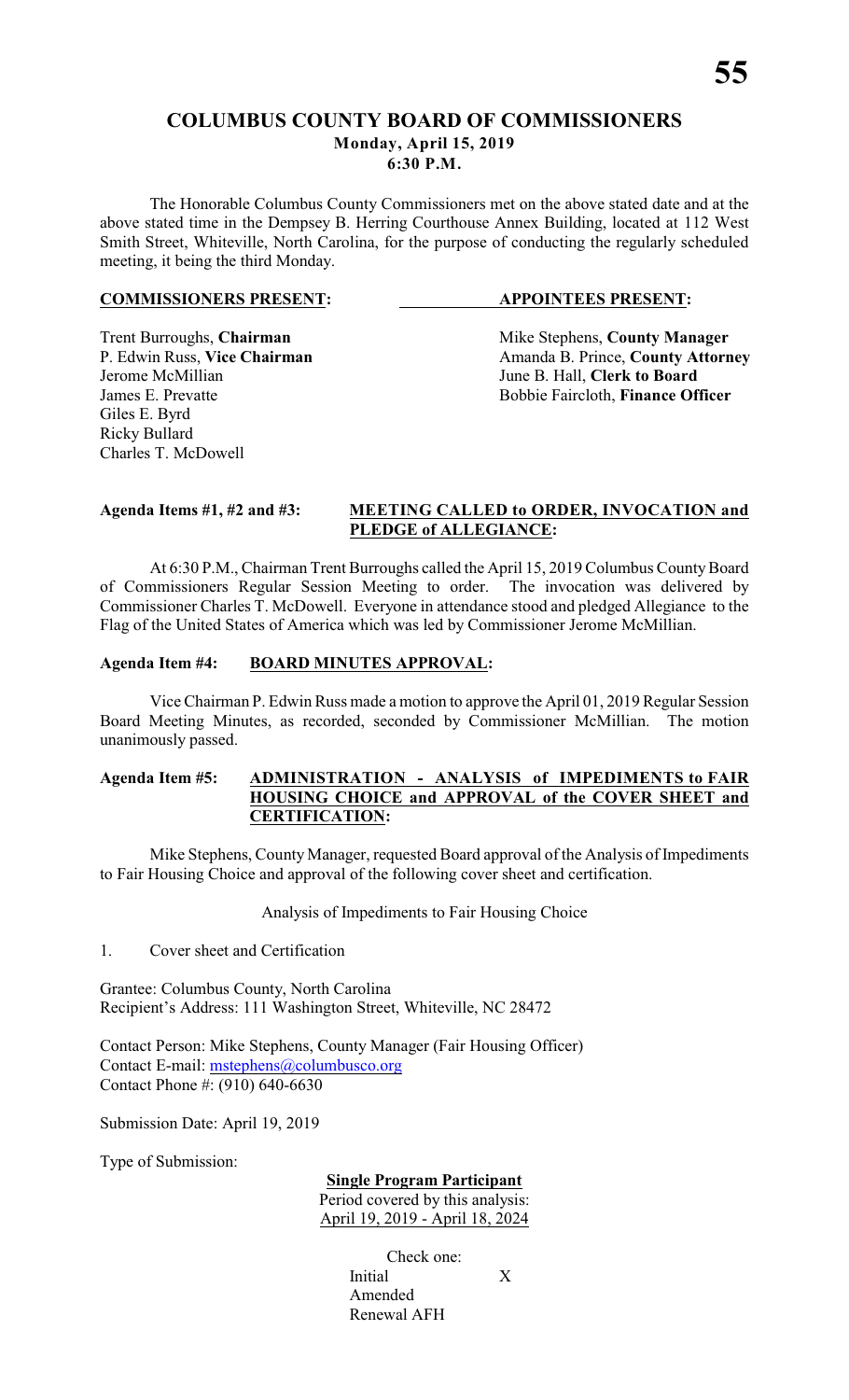# COLUMBUS COUNTY BOARD OF COMMISSIONERS

**Monday, April 15, 2019**
**6:30 P.M.**

The Honorable Columbus County Commissioners met on the above stated date and at the above stated time in the Dempsey B. Herring Courthouse Annex Building, located at 112 West Smith Street, Whiteville, North Carolina, for the purpose of conducting the regularly scheduled meeting, it being the third Monday.

| **COMMISSIONERS PRESENT:** | **APPOINTEES PRESENT:** |
|---|---|
| Trent Burroughs, **Chairman** | Mike Stephens, **County Manager** |
| P. Edwin Russ, **Vice Chairman** | Amanda B. Prince, **County Attorney** |
| Jerome McMillian | June B. Hall, **Clerk to Board** |
| James E. Prevatte | Bobbie Faircloth, **Finance Officer** |
| Giles E. Byrd | |
| Ricky Bullard | |
| Charles T. McDowell | |

**Agenda Items #1, #2 and #3:** **MEETING CALLED to ORDER, INVOCATION and PLEDGE of ALLEGIANCE:**

At 6:30 P.M., Chairman Trent Burroughs called the April 15, 2019 Columbus County Board of Commissioners Regular Session Meeting to order. The invocation was delivered by Commissioner Charles T. McDowell. Everyone in attendance stood and pledged Allegiance to the Flag of the United States of America which was led by Commissioner Jerome McMillian.

**Agenda Item #4:** **BOARD MINUTES APPROVAL:**

Vice Chairman P. Edwin Russ made a motion to approve the April 01, 2019 Regular Session Board Meeting Minutes, as recorded, seconded by Commissioner McMillian. The motion unanimously passed.

**Agenda Item #5:** **ADMINISTRATION - ANALYSIS of IMPEDIMENTS to FAIR HOUSING CHOICE and APPROVAL of the COVER SHEET and CERTIFICATION:**

Mike Stephens, County Manager, requested Board approval of the Analysis of Impediments to Fair Housing Choice and approval of the following cover sheet and certification.

Analysis of Impediments to Fair Housing Choice

1. Cover sheet and Certification

Grantee: Columbus County, North Carolina
Recipient's Address: 111 Washington Street, Whiteville, NC 28472

Contact Person: Mike Stephens, County Manager (Fair Housing Officer)
Contact E-mail: mstephens@columbusco.org
Contact Phone #: (910) 640-6630

Submission Date: April 19, 2019

Type of Submission:

**Single Program Participant**
Period covered by this analysis:
April 19, 2019 - April 18, 2024

Check one:

| | |
|---|---|
| Initial | X |
| Amended | |
| Renewal AFH | |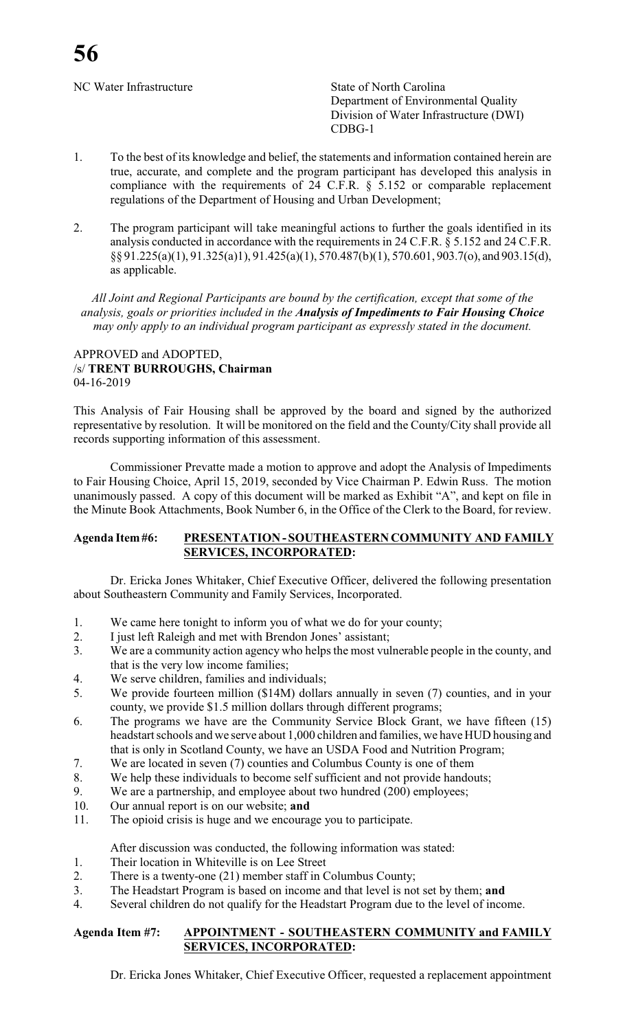NC Water Infrastructure

State of North Carolina
Department of Environmental Quality
Division of Water Infrastructure (DWI)
CDBG-1

1. To the best of its knowledge and belief, the statements and information contained herein are true, accurate, and complete and the program participant has developed this analysis in compliance with the requirements of 24 C.F.R. § 5.152 or comparable replacement regulations of the Department of Housing and Urban Development;

2. The program participant will take meaningful actions to further the goals identified in its analysis conducted in accordance with the requirements in 24 C.F.R. § 5.152 and 24 C.F.R. §§ 91.225(a)(1), 91.325(a1), 91.425(a)(1), 570.487(b)(1), 570.601, 903.7(o), and 903.15(d), as applicable.

*All Joint and Regional Participants are bound by the certification, except that some of the analysis, goals or priorities included in the **Analysis of Impediments to Fair Housing Choice** may only apply to an individual program participant as expressly stated in the document.*

APPROVED and ADOPTED,
/s/ **TRENT BURROUGHS, Chairman**
04-16-2019

This Analysis of Fair Housing shall be approved by the board and signed by the authorized representative by resolution. It will be monitored on the field and the County/City shall provide all records supporting information of this assessment.

Commissioner Prevatte made a motion to approve and adopt the Analysis of Impediments to Fair Housing Choice, April 15, 2019, seconded by Vice Chairman P. Edwin Russ. The motion unanimously passed. A copy of this document will be marked as Exhibit "A", and kept on file in the Minute Book Attachments, Book Number 6, in the Office of the Clerk to the Board, for review.

**Agenda Item #6: PRESENTATION - SOUTHEASTERN COMMUNITY AND FAMILY SERVICES, INCORPORATED:**

Dr. Ericka Jones Whitaker, Chief Executive Officer, delivered the following presentation about Southeastern Community and Family Services, Incorporated.

1. We came here tonight to inform you of what we do for your county;
2. I just left Raleigh and met with Brendon Jones' assistant;
3. We are a community action agency who helps the most vulnerable people in the county, and that is the very low income families;
4. We serve children, families and individuals;
5. We provide fourteen million ($14M) dollars annually in seven (7) counties, and in your county, we provide $1.5 million dollars through different programs;
6. The programs we have are the Community Service Block Grant, we have fifteen (15) headstart schools and we serve about 1,000 children and families, we have HUD housing and that is only in Scotland County, we have an USDA Food and Nutrition Program;
7. We are located in seven (7) counties and Columbus County is one of them
8. We help these individuals to become self sufficient and not provide handouts;
9. We are a partnership, and employee about two hundred (200) employees;
10. Our annual report is on our website; **and**
11. The opioid crisis is huge and we encourage you to participate.

After discussion was conducted, the following information was stated:

1. Their location in Whiteville is on Lee Street
2. There is a twenty-one (21) member staff in Columbus County;
3. The Headstart Program is based on income and that level is not set by them; **and**
4. Several children do not qualify for the Headstart Program due to the level of income.

**Agenda Item #7: APPOINTMENT - SOUTHEASTERN COMMUNITY and FAMILY SERVICES, INCORPORATED:**

Dr. Ericka Jones Whitaker, Chief Executive Officer, requested a replacement appointment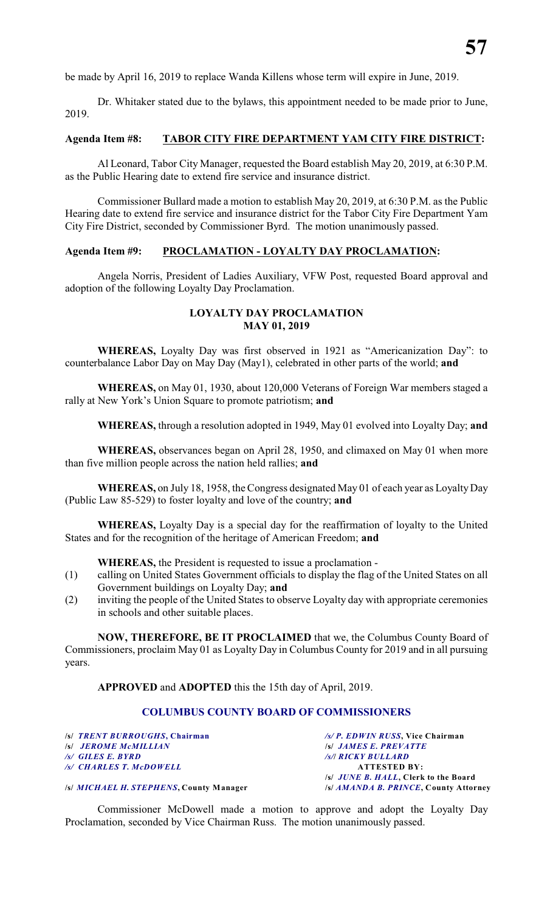be made by April 16, 2019 to replace Wanda Killens whose term will expire in June, 2019.

Dr. Whitaker stated due to the bylaws, this appointment needed to be made prior to June, 2019.

**Agenda Item #8: TABOR CITY FIRE DEPARTMENT YAM CITY FIRE DISTRICT:**

Al Leonard, Tabor City Manager, requested the Board establish May 20, 2019, at 6:30 P.M. as the Public Hearing date to extend fire service and insurance district.

Commissioner Bullard made a motion to establish May 20, 2019, at 6:30 P.M. as the Public Hearing date to extend fire service and insurance district for the Tabor City Fire Department Yam City Fire District, seconded by Commissioner Byrd. The motion unanimously passed.

**Agenda Item #9: PROCLAMATION - LOYALTY DAY PROCLAMATION:**

Angela Norris, President of Ladies Auxiliary, VFW Post, requested Board approval and adoption of the following Loyalty Day Proclamation.

**LOYALTY DAY PROCLAMATION**
**MAY 01, 2019**

**WHEREAS,** Loyalty Day was first observed in 1921 as "Americanization Day": to counterbalance Labor Day on May Day (May1), celebrated in other parts of the world; **and**

**WHEREAS,** on May 01, 1930, about 120,000 Veterans of Foreign War members staged a rally at New York's Union Square to promote patriotism; **and**

**WHEREAS,** through a resolution adopted in 1949, May 01 evolved into Loyalty Day; **and**

**WHEREAS,** observances began on April 28, 1950, and climaxed on May 01 when more than five million people across the nation held rallies; **and**

**WHEREAS,** on July 18, 1958, the Congress designated May 01 of each year as Loyalty Day (Public Law 85-529) to foster loyalty and love of the country; **and**

**WHEREAS,** Loyalty Day is a special day for the reaffirmation of loyalty to the United States and for the recognition of the heritage of American Freedom; **and**

**WHEREAS,** the President is requested to issue a proclamation -

(1) calling on United States Government officials to display the flag of the United States on all Government buildings on Loyalty Day; **and**
(2) inviting the people of the United States to observe Loyalty day with appropriate ceremonies in schools and other suitable places.

**NOW, THEREFORE, BE IT PROCLAIMED** that we, the Columbus County Board of Commissioners, proclaim May 01 as Loyalty Day in Columbus County for 2019 and in all pursuing years.

**APPROVED** and **ADOPTED** this the 15th day of April, 2019.

**COLUMBUS COUNTY BOARD OF COMMISSIONERS**

/s/ *TRENT BURROUGHS*, **Chairman**
/s/ *P. EDWIN RUSS*, **Vice Chairman**
/s/ *JEROME McMILLIAN*
/s/ *JAMES E. PREVATTE*
/s/ *GILES E. BYRD*
/s/ *RICKY BULLARD*
/s/ *CHARLES T. McDOWELL*

**ATTESTED BY:**
/s/ *JUNE B. HALL*, **Clerk to the Board**
/s/ *MICHAEL H. STEPHENS*, **County Manager**
/s/ *AMANDA B. PRINCE*, **County Attorney**

Commissioner McDowell made a motion to approve and adopt the Loyalty Day Proclamation, seconded by Vice Chairman Russ. The motion unanimously passed.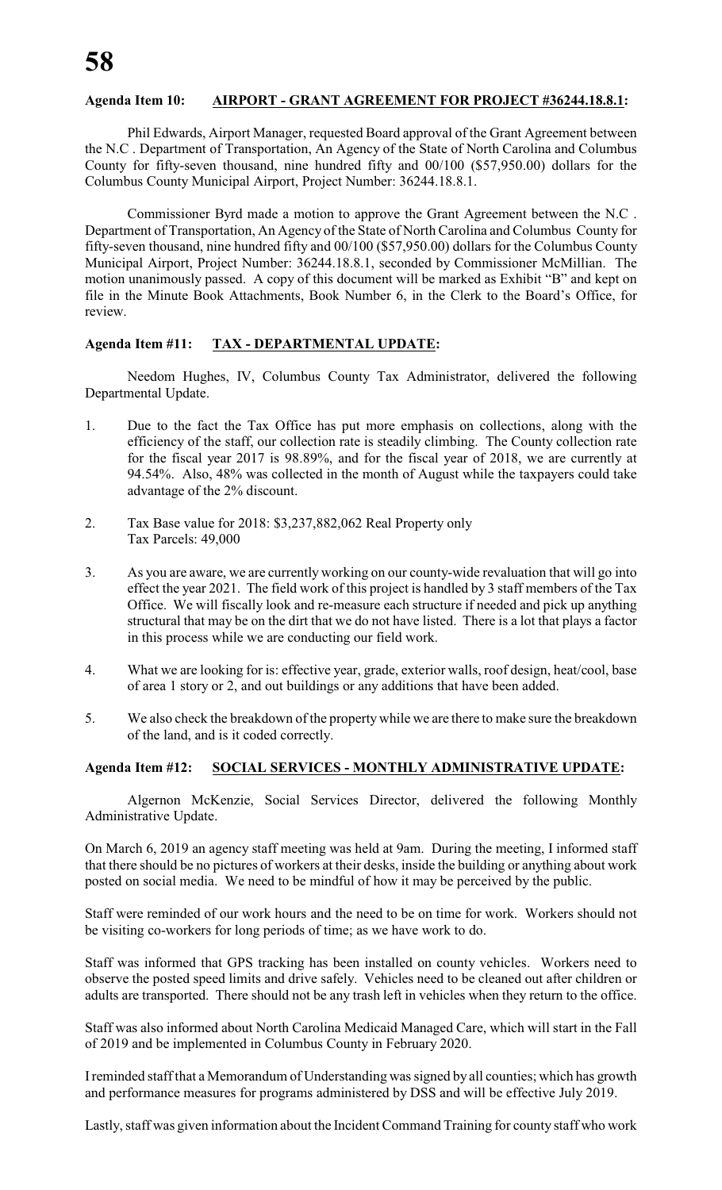**Agenda Item 10: AIRPORT - GRANT AGREEMENT FOR PROJECT #36244.18.8.1:**

Phil Edwards, Airport Manager, requested Board approval of the Grant Agreement between the N.C . Department of Transportation, An Agency of the State of North Carolina and Columbus County for fifty-seven thousand, nine hundred fifty and 00/100 ($57,950.00) dollars for the Columbus County Municipal Airport, Project Number: 36244.18.8.1.

Commissioner Byrd made a motion to approve the Grant Agreement between the N.C . Department of Transportation, An Agency of the State of North Carolina and Columbus County for fifty-seven thousand, nine hundred fifty and 00/100 ($57,950.00) dollars for the Columbus County Municipal Airport, Project Number: 36244.18.8.1, seconded by Commissioner McMillian. The motion unanimously passed. A copy of this document will be marked as Exhibit "B" and kept on file in the Minute Book Attachments, Book Number 6, in the Clerk to the Board's Office, for review.

**Agenda Item #11: TAX - DEPARTMENTAL UPDATE:**

Needom Hughes, IV, Columbus County Tax Administrator, delivered the following Departmental Update.

1. Due to the fact the Tax Office has put more emphasis on collections, along with the efficiency of the staff, our collection rate is steadily climbing. The County collection rate for the fiscal year 2017 is 98.89%, and for the fiscal year of 2018, we are currently at 94.54%. Also, 48% was collected in the month of August while the taxpayers could take advantage of the 2% discount.

2. Tax Base value for 2018: $3,237,882,062 Real Property only
   Tax Parcels: 49,000

3. As you are aware, we are currently working on our county-wide revaluation that will go into effect the year 2021. The field work of this project is handled by 3 staff members of the Tax Office. We will fiscally look and re-measure each structure if needed and pick up anything structural that may be on the dirt that we do not have listed. There is a lot that plays a factor in this process while we are conducting our field work.

4. What we are looking for is: effective year, grade, exterior walls, roof design, heat/cool, base of area 1 story or 2, and out buildings or any additions that have been added.

5. We also check the breakdown of the property while we are there to make sure the breakdown of the land, and is it coded correctly.

**Agenda Item #12: SOCIAL SERVICES - MONTHLY ADMINISTRATIVE UPDATE:**

Algernon McKenzie, Social Services Director, delivered the following Monthly Administrative Update.

On March 6, 2019 an agency staff meeting was held at 9am. During the meeting, I informed staff that there should be no pictures of workers at their desks, inside the building or anything about work posted on social media. We need to be mindful of how it may be perceived by the public.

Staff were reminded of our work hours and the need to be on time for work. Workers should not be visiting co-workers for long periods of time; as we have work to do.

Staff was informed that GPS tracking has been installed on county vehicles. Workers need to observe the posted speed limits and drive safely. Vehicles need to be cleaned out after children or adults are transported. There should not be any trash left in vehicles when they return to the office.

Staff was also informed about North Carolina Medicaid Managed Care, which will start in the Fall of 2019 and be implemented in Columbus County in February 2020.

I reminded staff that a Memorandum of Understanding was signed by all counties; which has growth and performance measures for programs administered by DSS and will be effective July 2019.

Lastly, staff was given information about the Incident Command Training for county staff who work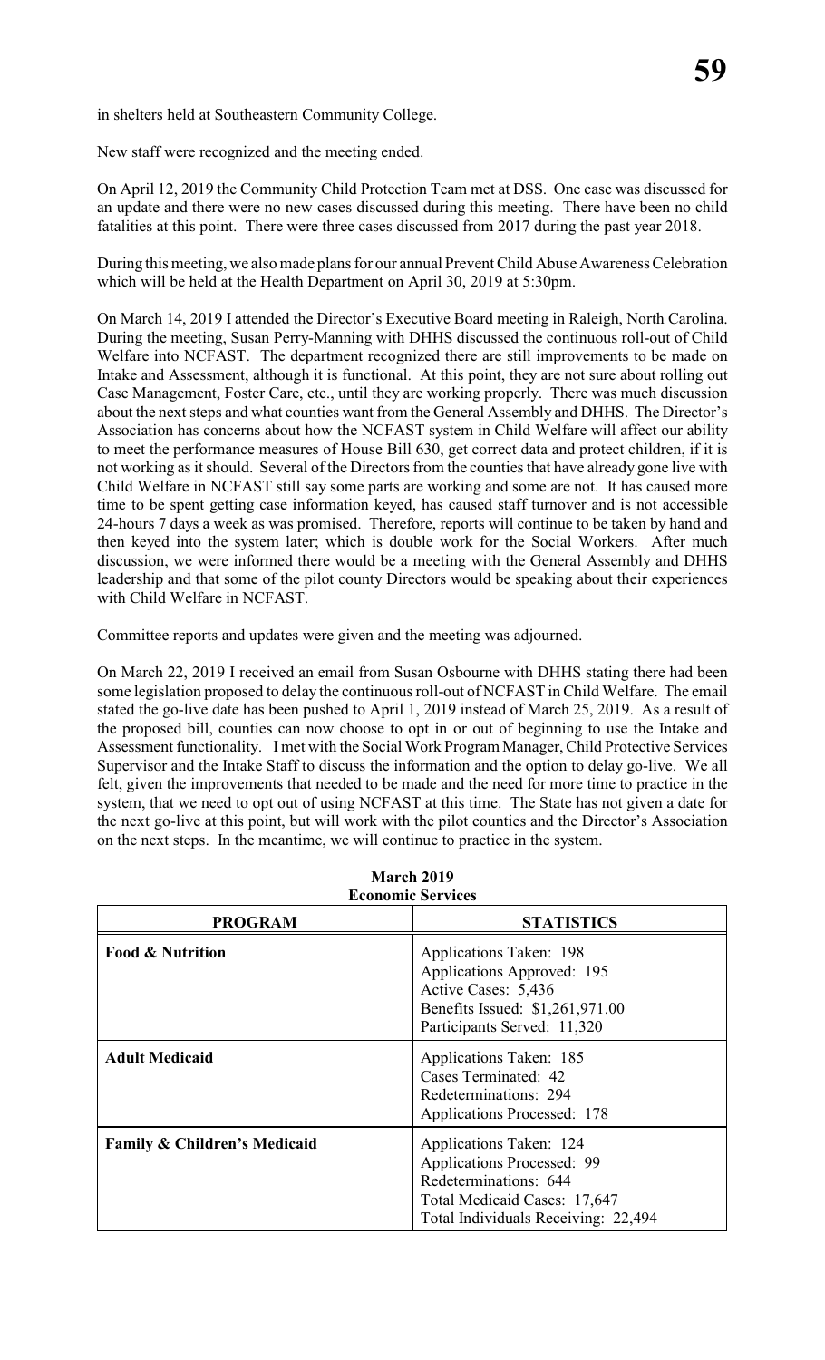in shelters held at Southeastern Community College.

New staff were recognized and the meeting ended.

On April 12, 2019 the Community Child Protection Team met at DSS. One case was discussed for an update and there were no new cases discussed during this meeting. There have been no child fatalities at this point. There were three cases discussed from 2017 during the past year 2018.

During this meeting, we also made plans for our annual Prevent Child Abuse Awareness Celebration which will be held at the Health Department on April 30, 2019 at 5:30pm.

On March 14, 2019 I attended the Director's Executive Board meeting in Raleigh, North Carolina. During the meeting, Susan Perry-Manning with DHHS discussed the continuous roll-out of Child Welfare into NCFAST. The department recognized there are still improvements to be made on Intake and Assessment, although it is functional. At this point, they are not sure about rolling out Case Management, Foster Care, etc., until they are working properly. There was much discussion about the next steps and what counties want from the General Assembly and DHHS. The Director's Association has concerns about how the NCFAST system in Child Welfare will affect our ability to meet the performance measures of House Bill 630, get correct data and protect children, if it is not working as it should. Several of the Directors from the counties that have already gone live with Child Welfare in NCFAST still say some parts are working and some are not. It has caused more time to be spent getting case information keyed, has caused staff turnover and is not accessible 24-hours 7 days a week as was promised. Therefore, reports will continue to be taken by hand and then keyed into the system later; which is double work for the Social Workers. After much discussion, we were informed there would be a meeting with the General Assembly and DHHS leadership and that some of the pilot county Directors would be speaking about their experiences with Child Welfare in NCFAST.

Committee reports and updates were given and the meeting was adjourned.

On March 22, 2019 I received an email from Susan Osbourne with DHHS stating there had been some legislation proposed to delay the continuous roll-out of NCFAST in Child Welfare. The email stated the go-live date has been pushed to April 1, 2019 instead of March 25, 2019. As a result of the proposed bill, counties can now choose to opt in or out of beginning to use the Intake and Assessment functionality. I met with the Social Work Program Manager, Child Protective Services Supervisor and the Intake Staff to discuss the information and the option to delay go-live. We all felt, given the improvements that needed to be made and the need for more time to practice in the system, that we need to opt out of using NCFAST at this time. The State has not given a date for the next go-live at this point, but will work with the pilot counties and the Director's Association on the next steps. In the meantime, we will continue to practice in the system.

**March 2019**
**Economic Services**

| PROGRAM | STATISTICS |
|---|---|
| **Food & Nutrition** | Applications Taken: 198<br>Applications Approved: 195<br>Active Cases: 5,436<br>Benefits Issued: $1,261,971.00<br>Participants Served: 11,320 |
| **Adult Medicaid** | Applications Taken: 185<br>Cases Terminated: 42<br>Redeterminations: 294<br>Applications Processed: 178 |
| **Family & Children's Medicaid** | Applications Taken: 124<br>Applications Processed: 99<br>Redeterminations: 644<br>Total Medicaid Cases: 17,647<br>Total Individuals Receiving: 22,494 |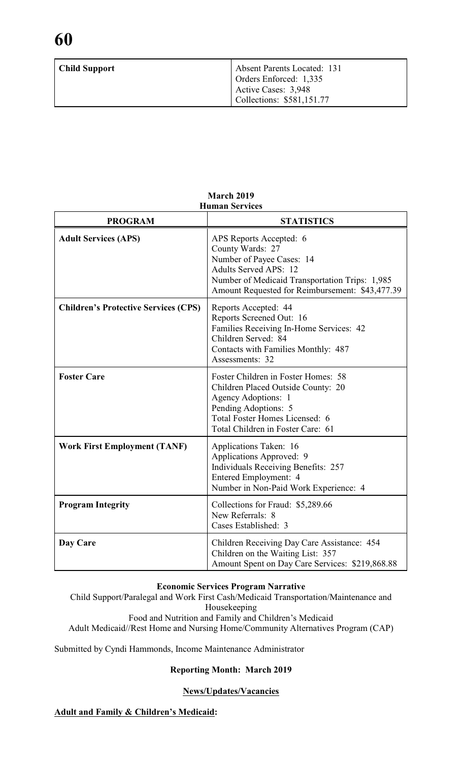| | |
|---|---|
| **Child Support** | Absent Parents Located: 131<br>Orders Enforced: 1,335<br>Active Cases: 3,948<br>Collections: $581,151.77 |

**March 2019**
**Human Services**

| PROGRAM | STATISTICS |
|---|---|
| **Adult Services (APS)** | APS Reports Accepted: 6<br>County Wards: 27<br>Number of Payee Cases: 14<br>Adults Served APS: 12<br>Number of Medicaid Transportation Trips: 1,985<br>Amount Requested for Reimbursement: $43,477.39 |
| **Children's Protective Services (CPS)** | Reports Accepted: 44<br>Reports Screened Out: 16<br>Families Receiving In-Home Services: 42<br>Children Served: 84<br>Contacts with Families Monthly: 487<br>Assessments: 32 |
| **Foster Care** | Foster Children in Foster Homes: 58<br>Children Placed Outside County: 20<br>Agency Adoptions: 1<br>Pending Adoptions: 5<br>Total Foster Homes Licensed: 6<br>Total Children in Foster Care: 61 |
| **Work First Employment (TANF)** | Applications Taken: 16<br>Applications Approved: 9<br>Individuals Receiving Benefits: 257<br>Entered Employment: 4<br>Number in Non-Paid Work Experience: 4 |
| **Program Integrity** | Collections for Fraud: $5,289.66<br>New Referrals: 8<br>Cases Established: 3 |
| **Day Care** | Children Receiving Day Care Assistance: 454<br>Children on the Waiting List: 357<br>Amount Spent on Day Care Services: $219,868.88 |

**Economic Services Program Narrative**

Child Support/Paralegal and Work First Cash/Medicaid Transportation/Maintenance and Housekeeping
Food and Nutrition and Family and Children's Medicaid
Adult Medicaid//Rest Home and Nursing Home/Community Alternatives Program (CAP)

Submitted by Cyndi Hammonds, Income Maintenance Administrator

**Reporting Month: March 2019**

**News/Updates/Vacancies**

**Adult and Family & Children's Medicaid:**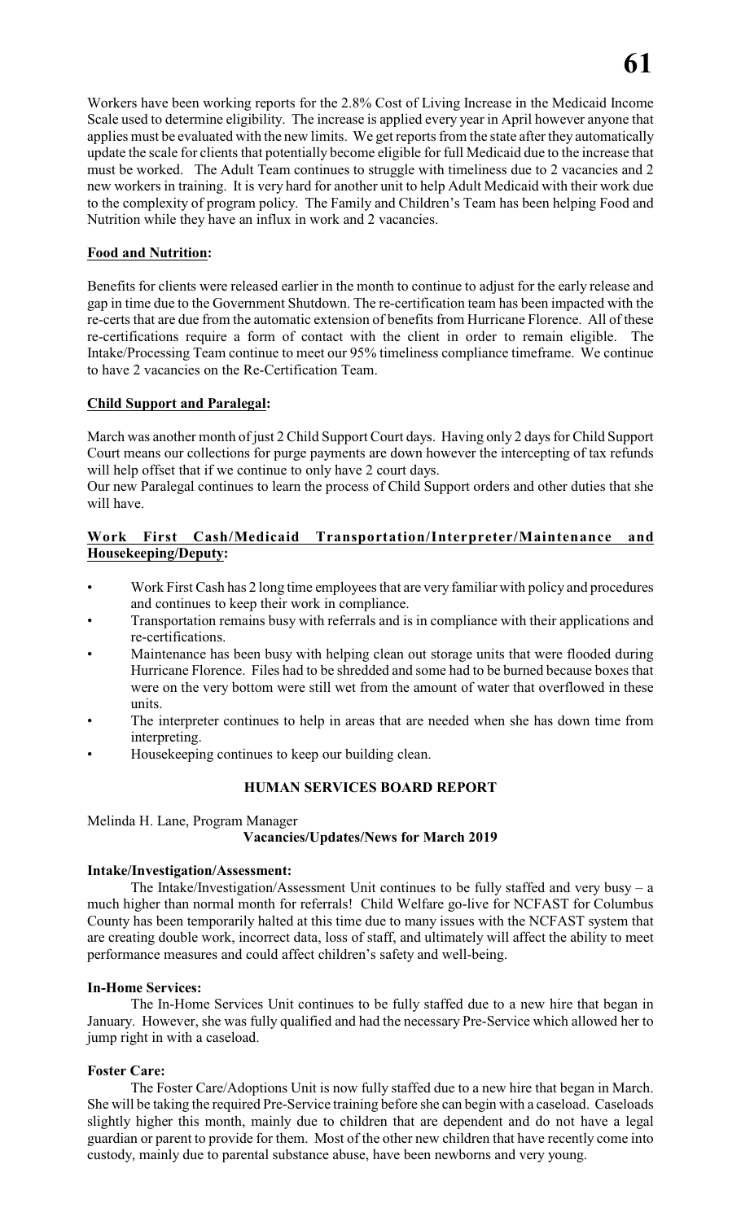Workers have been working reports for the 2.8% Cost of Living Increase in the Medicaid Income Scale used to determine eligibility. The increase is applied every year in April however anyone that applies must be evaluated with the new limits. We get reports from the state after they automatically update the scale for clients that potentially become eligible for full Medicaid due to the increase that must be worked. The Adult Team continues to struggle with timeliness due to 2 vacancies and 2 new workers in training. It is very hard for another unit to help Adult Medicaid with their work due to the complexity of program policy. The Family and Children's Team has been helping Food and Nutrition while they have an influx in work and 2 vacancies.

**Food and Nutrition:**

Benefits for clients were released earlier in the month to continue to adjust for the early release and gap in time due to the Government Shutdown. The re-certification team has been impacted with the re-certs that are due from the automatic extension of benefits from Hurricane Florence. All of these re-certifications require a form of contact with the client in order to remain eligible. The Intake/Processing Team continue to meet our 95% timeliness compliance timeframe. We continue to have 2 vacancies on the Re-Certification Team.

**Child Support and Paralegal:**

March was another month of just 2 Child Support Court days. Having only 2 days for Child Support Court means our collections for purge payments are down however the intercepting of tax refunds will help offset that if we continue to only have 2 court days.

Our new Paralegal continues to learn the process of Child Support orders and other duties that she will have.

**Work First Cash/Medicaid Transportation/Interpreter/Maintenance and Housekeeping/Deputy:**

- Work First Cash has 2 long time employees that are very familiar with policy and procedures and continues to keep their work in compliance.
- Transportation remains busy with referrals and is in compliance with their applications and re-certifications.
- Maintenance has been busy with helping clean out storage units that were flooded during Hurricane Florence. Files had to be shredded and some had to be burned because boxes that were on the very bottom were still wet from the amount of water that overflowed in these units.
- The interpreter continues to help in areas that are needed when she has down time from interpreting.
- Housekeeping continues to keep our building clean.

## HUMAN SERVICES BOARD REPORT

Melinda H. Lane, Program Manager

**Vacancies/Updates/News for March 2019**

**Intake/Investigation/Assessment:**

The Intake/Investigation/Assessment Unit continues to be fully staffed and very busy – a much higher than normal month for referrals! Child Welfare go-live for NCFAST for Columbus County has been temporarily halted at this time due to many issues with the NCFAST system that are creating double work, incorrect data, loss of staff, and ultimately will affect the ability to meet performance measures and could affect children's safety and well-being.

**In-Home Services:**

The In-Home Services Unit continues to be fully staffed due to a new hire that began in January. However, she was fully qualified and had the necessary Pre-Service which allowed her to jump right in with a caseload.

**Foster Care:**

The Foster Care/Adoptions Unit is now fully staffed due to a new hire that began in March. She will be taking the required Pre-Service training before she can begin with a caseload. Caseloads slightly higher this month, mainly due to children that are dependent and do not have a legal guardian or parent to provide for them. Most of the other new children that have recently come into custody, mainly due to parental substance abuse, have been newborns and very young.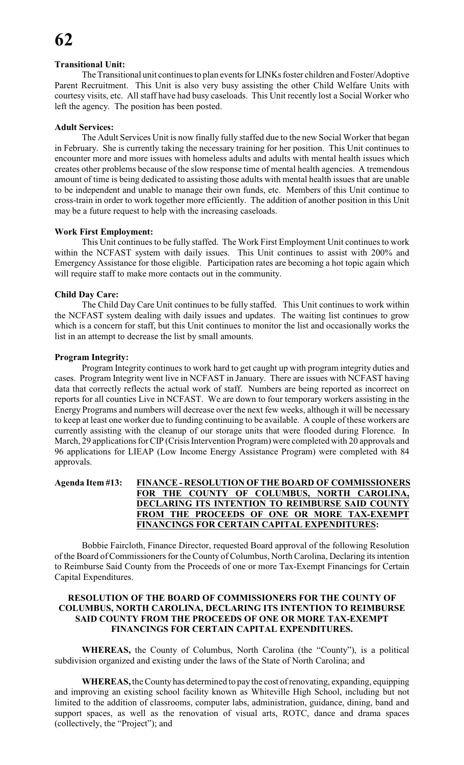**Transitional Unit:**

The Transitional unit continues to plan events for LINKs foster children and Foster/Adoptive Parent Recruitment. This Unit is also very busy assisting the other Child Welfare Units with courtesy visits, etc. All staff have had busy caseloads. This Unit recently lost a Social Worker who left the agency. The position has been posted.

**Adult Services:**

The Adult Services Unit is now finally fully staffed due to the new Social Worker that began in February. She is currently taking the necessary training for her position. This Unit continues to encounter more and more issues with homeless adults and adults with mental health issues which creates other problems because of the slow response time of mental health agencies. A tremendous amount of time is being dedicated to assisting those adults with mental health issues that are unable to be independent and unable to manage their own funds, etc. Members of this Unit continue to cross-train in order to work together more efficiently. The addition of another position in this Unit may be a future request to help with the increasing caseloads.

**Work First Employment:**

This Unit continues to be fully staffed. The Work First Employment Unit continues to work within the NCFAST system with daily issues. This Unit continues to assist with 200% and Emergency Assistance for those eligible. Participation rates are becoming a hot topic again which will require staff to make more contacts out in the community.

**Child Day Care:**

The Child Day Care Unit continues to be fully staffed. This Unit continues to work within the NCFAST system dealing with daily issues and updates. The waiting list continues to grow which is a concern for staff, but this Unit continues to monitor the list and occasionally works the list in an attempt to decrease the list by small amounts.

**Program Integrity:**

Program Integrity continues to work hard to get caught up with program integrity duties and cases. Program Integrity went live in NCFAST in January. There are issues with NCFAST having data that correctly reflects the actual work of staff. Numbers are being reported as incorrect on reports for all counties Live in NCFAST. We are down to four temporary workers assisting in the Energy Programs and numbers will decrease over the next few weeks, although it will be necessary to keep at least one worker due to funding continuing to be available. A couple of these workers are currently assisting with the cleanup of our storage units that were flooded during Florence. In March, 29 applications for CIP (Crisis Intervention Program) were completed with 20 approvals and 96 applications for LIEAP (Low Income Energy Assistance Program) were completed with 84 approvals.

**Agenda Item #13: FINANCE - RESOLUTION OF THE BOARD OF COMMISSIONERS FOR THE COUNTY OF COLUMBUS, NORTH CAROLINA, DECLARING ITS INTENTION TO REIMBURSE SAID COUNTY FROM THE PROCEEDS OF ONE OR MORE TAX-EXEMPT FINANCINGS FOR CERTAIN CAPITAL EXPENDITURES:**

Bobbie Faircloth, Finance Director, requested Board approval of the following Resolution of the Board of Commissioners for the County of Columbus, North Carolina, Declaring its intention to Reimburse Said County from the Proceeds of one or more Tax-Exempt Financings for Certain Capital Expenditures.

**RESOLUTION OF THE BOARD OF COMMISSIONERS FOR THE COUNTY OF COLUMBUS, NORTH CAROLINA, DECLARING ITS INTENTION TO REIMBURSE SAID COUNTY FROM THE PROCEEDS OF ONE OR MORE TAX-EXEMPT FINANCINGS FOR CERTAIN CAPITAL EXPENDITURES.**

**WHEREAS,** the County of Columbus, North Carolina (the "County"), is a political subdivision organized and existing under the laws of the State of North Carolina; and

**WHEREAS,** the County has determined to pay the cost of renovating, expanding, equipping and improving an existing school facility known as Whiteville High School, including but not limited to the addition of classrooms, computer labs, administration, guidance, dining, band and support spaces, as well as the renovation of visual arts, ROTC, dance and drama spaces (collectively, the "Project"); and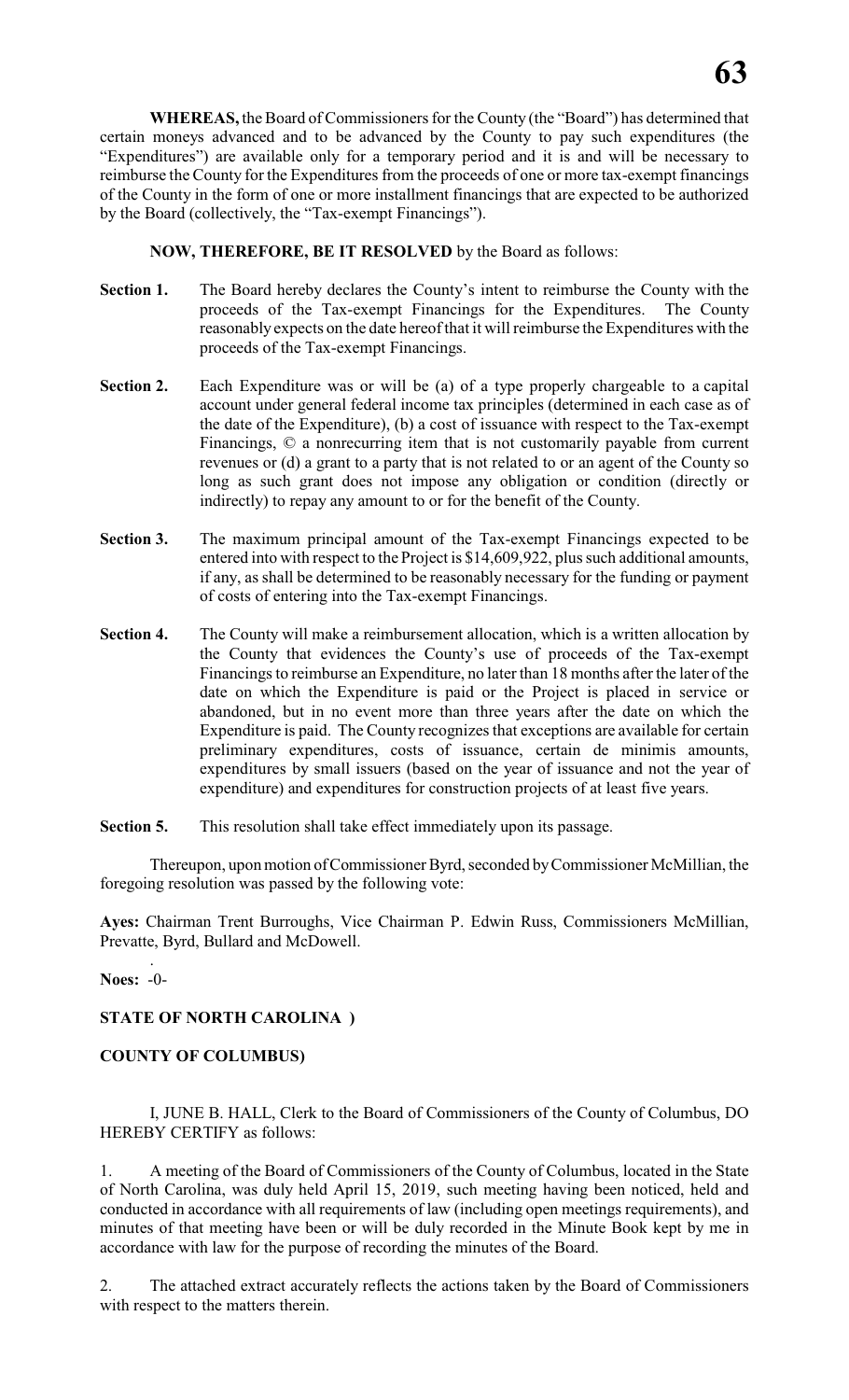**WHEREAS,** the Board of Commissioners for the County (the "Board") has determined that certain moneys advanced and to be advanced by the County to pay such expenditures (the "Expenditures") are available only for a temporary period and it is and will be necessary to reimburse the County for the Expenditures from the proceeds of one or more tax-exempt financings of the County in the form of one or more installment financings that are expected to be authorized by the Board (collectively, the "Tax-exempt Financings").

**NOW, THEREFORE, BE IT RESOLVED** by the Board as follows:

**Section 1.** The Board hereby declares the County's intent to reimburse the County with the proceeds of the Tax-exempt Financings for the Expenditures. The County reasonably expects on the date hereof that it will reimburse the Expenditures with the proceeds of the Tax-exempt Financings.

**Section 2.** Each Expenditure was or will be (a) of a type properly chargeable to a capital account under general federal income tax principles (determined in each case as of the date of the Expenditure), (b) a cost of issuance with respect to the Tax-exempt Financings, © a nonrecurring item that is not customarily payable from current revenues or (d) a grant to a party that is not related to or an agent of the County so long as such grant does not impose any obligation or condition (directly or indirectly) to repay any amount to or for the benefit of the County.

**Section 3.** The maximum principal amount of the Tax-exempt Financings expected to be entered into with respect to the Project is $14,609,922, plus such additional amounts, if any, as shall be determined to be reasonably necessary for the funding or payment of costs of entering into the Tax-exempt Financings.

**Section 4.** The County will make a reimbursement allocation, which is a written allocation by the County that evidences the County's use of proceeds of the Tax-exempt Financings to reimburse an Expenditure, no later than 18 months after the later of the date on which the Expenditure is paid or the Project is placed in service or abandoned, but in no event more than three years after the date on which the Expenditure is paid. The County recognizes that exceptions are available for certain preliminary expenditures, costs of issuance, certain de minimis amounts, expenditures by small issuers (based on the year of issuance and not the year of expenditure) and expenditures for construction projects of at least five years.

**Section 5.** This resolution shall take effect immediately upon its passage.

Thereupon, upon motion of Commissioner Byrd, seconded by Commissioner McMillian, the foregoing resolution was passed by the following vote:

**Ayes:** Chairman Trent Burroughs, Vice Chairman P. Edwin Russ, Commissioners McMillian, Prevatte, Byrd, Bullard and McDowell.

**Noes:** -0-

**STATE OF NORTH CAROLINA )**

**COUNTY OF COLUMBUS)**

I, JUNE B. HALL, Clerk to the Board of Commissioners of the County of Columbus, DO HEREBY CERTIFY as follows:

1. A meeting of the Board of Commissioners of the County of Columbus, located in the State of North Carolina, was duly held April 15, 2019, such meeting having been noticed, held and conducted in accordance with all requirements of law (including open meetings requirements), and minutes of that meeting have been or will be duly recorded in the Minute Book kept by me in accordance with law for the purpose of recording the minutes of the Board.

2. The attached extract accurately reflects the actions taken by the Board of Commissioners with respect to the matters therein.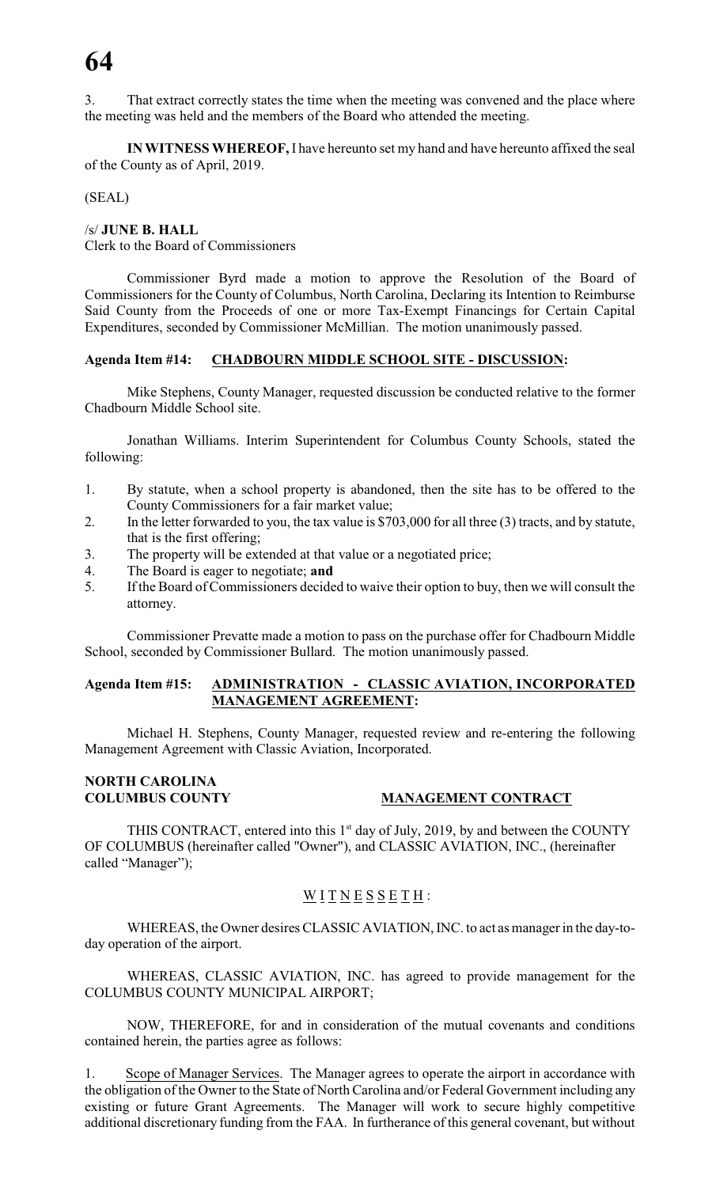3. That extract correctly states the time when the meeting was convened and the place where the meeting was held and the members of the Board who attended the meeting.

**IN WITNESS WHEREOF,** I have hereunto set my hand and have hereunto affixed the seal of the County as of April, 2019.

(SEAL)

/s/ **JUNE B. HALL**
Clerk to the Board of Commissioners

Commissioner Byrd made a motion to approve the Resolution of the Board of Commissioners for the County of Columbus, North Carolina, Declaring its Intention to Reimburse Said County from the Proceeds of one or more Tax-Exempt Financings for Certain Capital Expenditures, seconded by Commissioner McMillian. The motion unanimously passed.

**Agenda Item #14: <u>CHADBOURN MIDDLE SCHOOL SITE - DISCUSSION</u>:**

Mike Stephens, County Manager, requested discussion be conducted relative to the former Chadbourn Middle School site.

Jonathan Williams. Interim Superintendent for Columbus County Schools, stated the following:

1. By statute, when a school property is abandoned, then the site has to be offered to the County Commissioners for a fair market value;
2. In the letter forwarded to you, the tax value is $703,000 for all three (3) tracts, and by statute, that is the first offering;
3. The property will be extended at that value or a negotiated price;
4. The Board is eager to negotiate; **and**
5. If the Board of Commissioners decided to waive their option to buy, then we will consult the attorney.

Commissioner Prevatte made a motion to pass on the purchase offer for Chadbourn Middle School, seconded by Commissioner Bullard. The motion unanimously passed.

**Agenda Item #15: <u>ADMINISTRATION - CLASSIC AVIATION, INCORPORATED MANAGEMENT AGREEMENT</u>:**

Michael H. Stephens, County Manager, requested review and re-entering the following Management Agreement with Classic Aviation, Incorporated.

**NORTH CAROLINA**
**COLUMBUS COUNTY** **<u>MANAGEMENT CONTRACT</u>**

THIS CONTRACT, entered into this 1st day of July, 2019, by and between the COUNTY OF COLUMBUS (hereinafter called "Owner"), and CLASSIC AVIATION, INC., (hereinafter called "Manager");

<u>W I T N E S S E T H</u> :

WHEREAS, the Owner desires CLASSIC AVIATION, INC. to act as manager in the day-to-day operation of the airport.

WHEREAS, CLASSIC AVIATION, INC. has agreed to provide management for the COLUMBUS COUNTY MUNICIPAL AIRPORT;

NOW, THEREFORE, for and in consideration of the mutual covenants and conditions contained herein, the parties agree as follows:

1. <u>Scope of Manager Services</u>. The Manager agrees to operate the airport in accordance with the obligation of the Owner to the State of North Carolina and/or Federal Government including any existing or future Grant Agreements. The Manager will work to secure highly competitive additional discretionary funding from the FAA. In furtherance of this general covenant, but without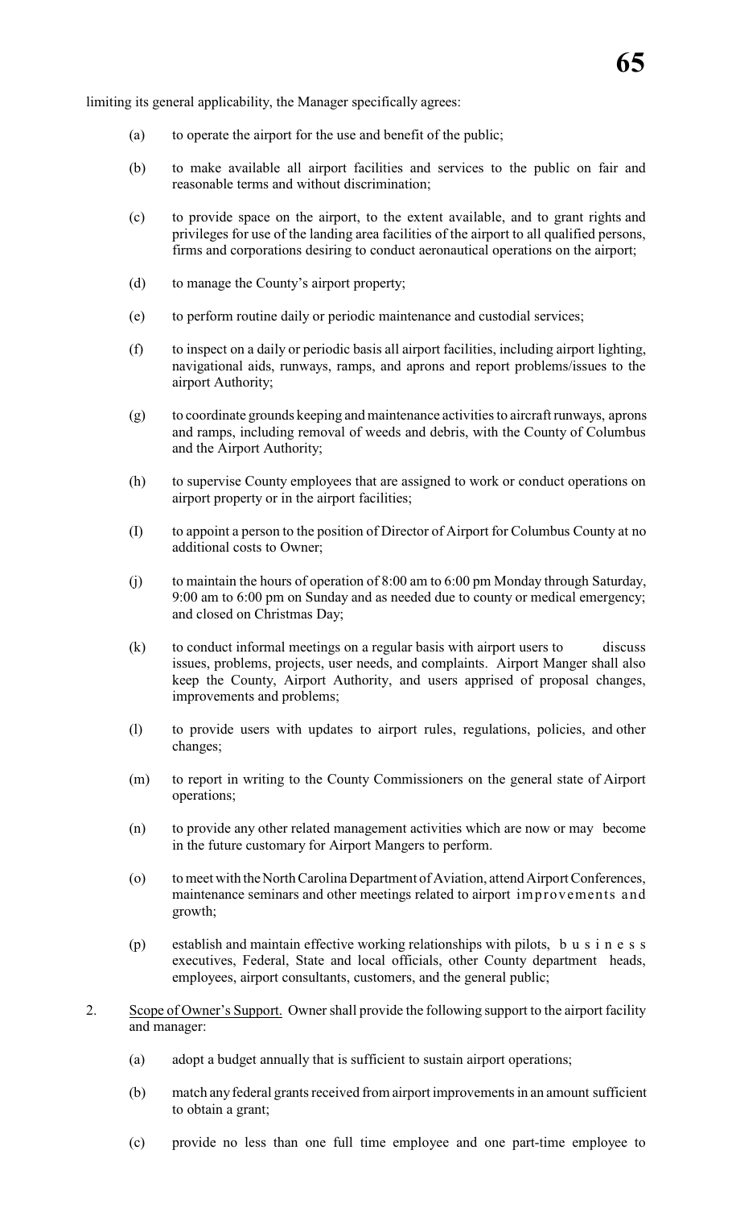limiting its general applicability, the Manager specifically agrees:

(a) to operate the airport for the use and benefit of the public;

(b) to make available all airport facilities and services to the public on fair and reasonable terms and without discrimination;

(c) to provide space on the airport, to the extent available, and to grant rights and privileges for use of the landing area facilities of the airport to all qualified persons, firms and corporations desiring to conduct aeronautical operations on the airport;

(d) to manage the County's airport property;

(e) to perform routine daily or periodic maintenance and custodial services;

(f) to inspect on a daily or periodic basis all airport facilities, including airport lighting, navigational aids, runways, ramps, and aprons and report problems/issues to the airport Authority;

(g) to coordinate grounds keeping and maintenance activities to aircraft runways, aprons and ramps, including removal of weeds and debris, with the County of Columbus and the Airport Authority;

(h) to supervise County employees that are assigned to work or conduct operations on airport property or in the airport facilities;

(I) to appoint a person to the position of Director of Airport for Columbus County at no additional costs to Owner;

(j) to maintain the hours of operation of 8:00 am to 6:00 pm Monday through Saturday, 9:00 am to 6:00 pm on Sunday and as needed due to county or medical emergency; and closed on Christmas Day;

(k) to conduct informal meetings on a regular basis with airport users to discuss issues, problems, projects, user needs, and complaints. Airport Manger shall also keep the County, Airport Authority, and users apprised of proposal changes, improvements and problems;

(l) to provide users with updates to airport rules, regulations, policies, and other changes;

(m) to report in writing to the County Commissioners on the general state of Airport operations;

(n) to provide any other related management activities which are now or may become in the future customary for Airport Mangers to perform.

(o) to meet with the North Carolina Department of Aviation, attend Airport Conferences, maintenance seminars and other meetings related to airport improvements and growth;

(p) establish and maintain effective working relationships with pilots, business executives, Federal, State and local officials, other County department heads, employees, airport consultants, customers, and the general public;

2. Scope of Owner's Support. Owner shall provide the following support to the airport facility and manager:

(a) adopt a budget annually that is sufficient to sustain airport operations;

(b) match any federal grants received from airport improvements in an amount sufficient to obtain a grant;

(c) provide no less than one full time employee and one part-time employee to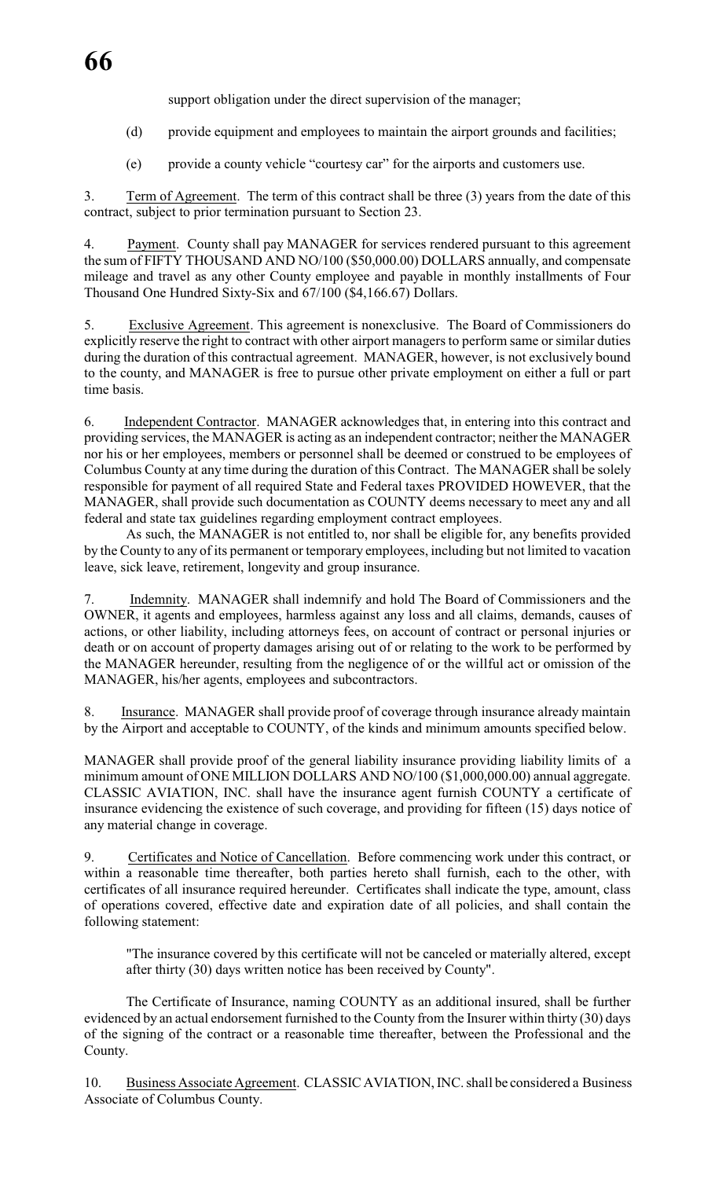support obligation under the direct supervision of the manager;

(d) provide equipment and employees to maintain the airport grounds and facilities;

(e) provide a county vehicle "courtesy car" for the airports and customers use.

3. Term of Agreement. The term of this contract shall be three (3) years from the date of this contract, subject to prior termination pursuant to Section 23.

4. Payment. County shall pay MANAGER for services rendered pursuant to this agreement the sum of FIFTY THOUSAND AND NO/100 ($50,000.00) DOLLARS annually, and compensate mileage and travel as any other County employee and payable in monthly installments of Four Thousand One Hundred Sixty-Six and 67/100 ($4,166.67) Dollars.

5. Exclusive Agreement. This agreement is nonexclusive. The Board of Commissioners do explicitly reserve the right to contract with other airport managers to perform same or similar duties during the duration of this contractual agreement. MANAGER, however, is not exclusively bound to the county, and MANAGER is free to pursue other private employment on either a full or part time basis.

6. Independent Contractor. MANAGER acknowledges that, in entering into this contract and providing services, the MANAGER is acting as an independent contractor; neither the MANAGER nor his or her employees, members or personnel shall be deemed or construed to be employees of Columbus County at any time during the duration of this Contract. The MANAGER shall be solely responsible for payment of all required State and Federal taxes PROVIDED HOWEVER, that the MANAGER, shall provide such documentation as COUNTY deems necessary to meet any and all federal and state tax guidelines regarding employment contract employees.

As such, the MANAGER is not entitled to, nor shall be eligible for, any benefits provided by the County to any of its permanent or temporary employees, including but not limited to vacation leave, sick leave, retirement, longevity and group insurance.

7. Indemnity. MANAGER shall indemnify and hold The Board of Commissioners and the OWNER, it agents and employees, harmless against any loss and all claims, demands, causes of actions, or other liability, including attorneys fees, on account of contract or personal injuries or death or on account of property damages arising out of or relating to the work to be performed by the MANAGER hereunder, resulting from the negligence of or the willful act or omission of the MANAGER, his/her agents, employees and subcontractors.

8. Insurance. MANAGER shall provide proof of coverage through insurance already maintain by the Airport and acceptable to COUNTY, of the kinds and minimum amounts specified below.

MANAGER shall provide proof of the general liability insurance providing liability limits of a minimum amount of ONE MILLION DOLLARS AND NO/100 ($1,000,000.00) annual aggregate. CLASSIC AVIATION, INC. shall have the insurance agent furnish COUNTY a certificate of insurance evidencing the existence of such coverage, and providing for fifteen (15) days notice of any material change in coverage.

9. Certificates and Notice of Cancellation. Before commencing work under this contract, or within a reasonable time thereafter, both parties hereto shall furnish, each to the other, with certificates of all insurance required hereunder. Certificates shall indicate the type, amount, class of operations covered, effective date and expiration date of all policies, and shall contain the following statement:

"The insurance covered by this certificate will not be canceled or materially altered, except after thirty (30) days written notice has been received by County".

The Certificate of Insurance, naming COUNTY as an additional insured, shall be further evidenced by an actual endorsement furnished to the County from the Insurer within thirty (30) days of the signing of the contract or a reasonable time thereafter, between the Professional and the County.

10. Business Associate Agreement. CLASSIC AVIATION, INC. shall be considered a Business Associate of Columbus County.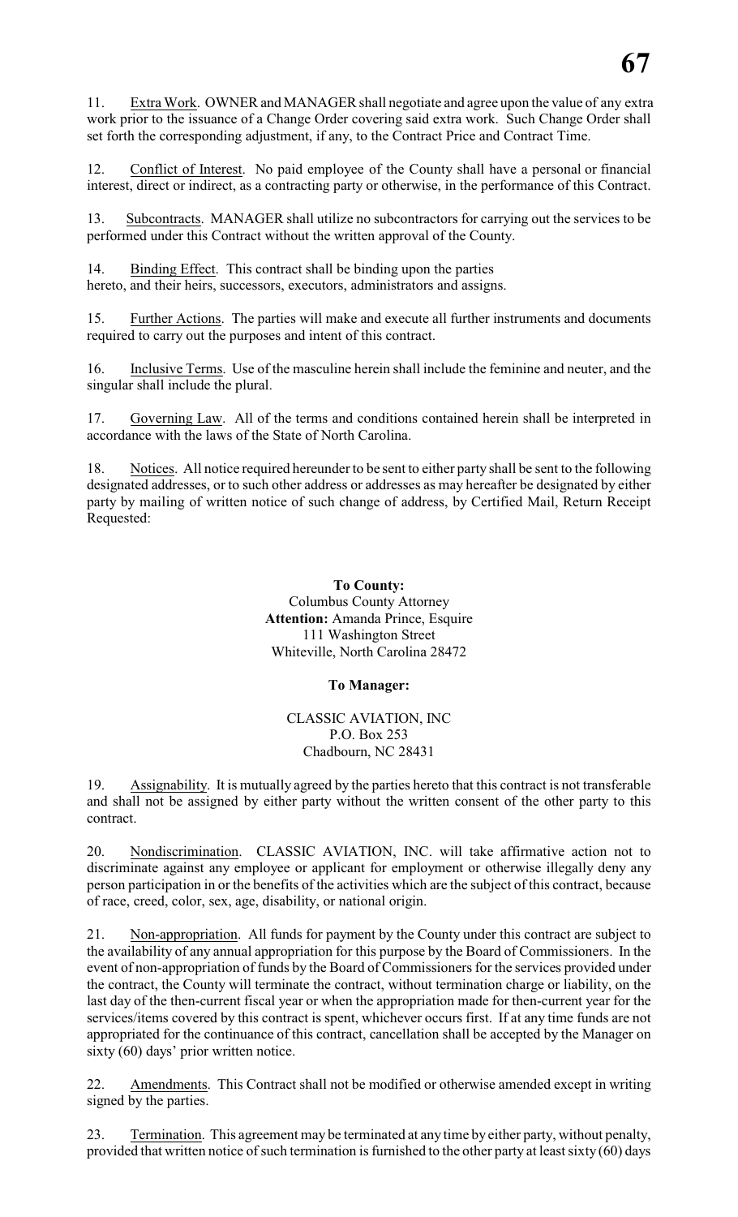11. Extra Work. OWNER and MANAGER shall negotiate and agree upon the value of any extra work prior to the issuance of a Change Order covering said extra work. Such Change Order shall set forth the corresponding adjustment, if any, to the Contract Price and Contract Time.

12. Conflict of Interest. No paid employee of the County shall have a personal or financial interest, direct or indirect, as a contracting party or otherwise, in the performance of this Contract.

13. Subcontracts. MANAGER shall utilize no subcontractors for carrying out the services to be performed under this Contract without the written approval of the County.

14. Binding Effect. This contract shall be binding upon the parties hereto, and their heirs, successors, executors, administrators and assigns.

15. Further Actions. The parties will make and execute all further instruments and documents required to carry out the purposes and intent of this contract.

16. Inclusive Terms. Use of the masculine herein shall include the feminine and neuter, and the singular shall include the plural.

17. Governing Law. All of the terms and conditions contained herein shall be interpreted in accordance with the laws of the State of North Carolina.

18. Notices. All notice required hereunder to be sent to either party shall be sent to the following designated addresses, or to such other address or addresses as may hereafter be designated by either party by mailing of written notice of such change of address, by Certified Mail, Return Receipt Requested:

**To County:**
Columbus County Attorney
**Attention:** Amanda Prince, Esquire
111 Washington Street
Whiteville, North Carolina 28472

**To Manager:**

CLASSIC AVIATION, INC
P.O. Box 253
Chadbourn, NC 28431

19. Assignability. It is mutually agreed by the parties hereto that this contract is not transferable and shall not be assigned by either party without the written consent of the other party to this contract.

20. Nondiscrimination. CLASSIC AVIATION, INC. will take affirmative action not to discriminate against any employee or applicant for employment or otherwise illegally deny any person participation in or the benefits of the activities which are the subject of this contract, because of race, creed, color, sex, age, disability, or national origin.

21. Non-appropriation. All funds for payment by the County under this contract are subject to the availability of any annual appropriation for this purpose by the Board of Commissioners. In the event of non-appropriation of funds by the Board of Commissioners for the services provided under the contract, the County will terminate the contract, without termination charge or liability, on the last day of the then-current fiscal year or when the appropriation made for then-current year for the services/items covered by this contract is spent, whichever occurs first. If at any time funds are not appropriated for the continuance of this contract, cancellation shall be accepted by the Manager on sixty (60) days' prior written notice.

22. Amendments. This Contract shall not be modified or otherwise amended except in writing signed by the parties.

23. Termination. This agreement may be terminated at any time by either party, without penalty, provided that written notice of such termination is furnished to the other party at least sixty (60) days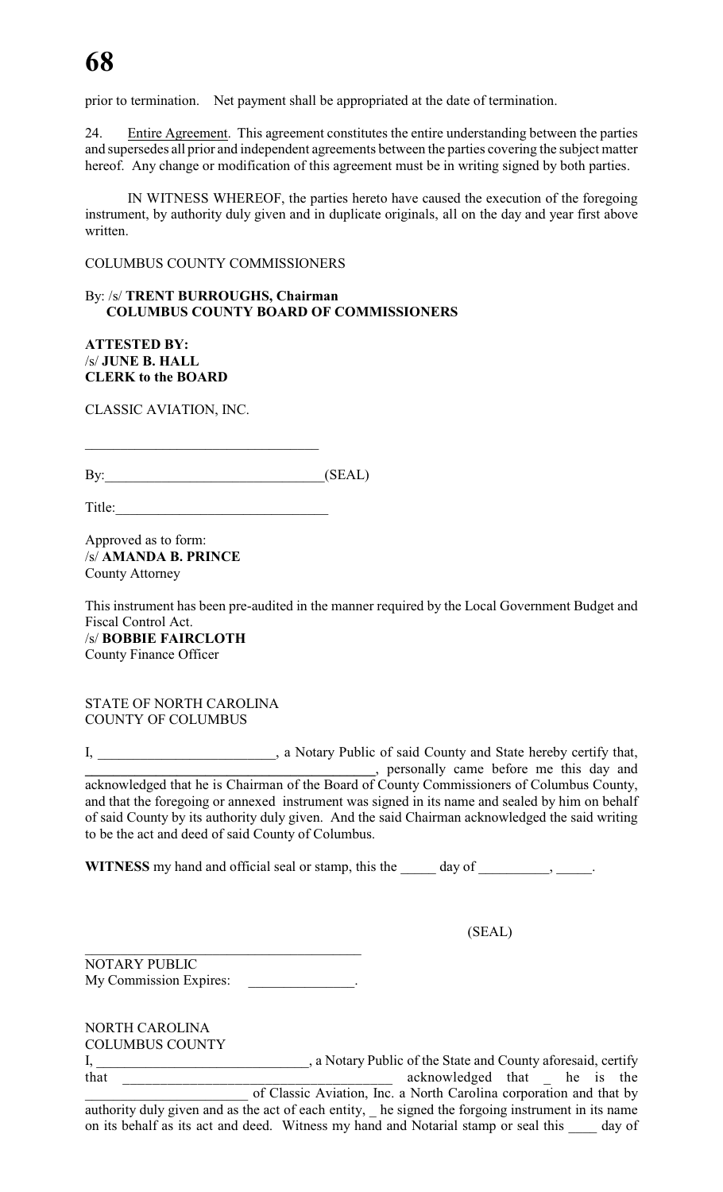prior to termination. Net payment shall be appropriated at the date of termination.

24. Entire Agreement. This agreement constitutes the entire understanding between the parties and supersedes all prior and independent agreements between the parties covering the subject matter hereof. Any change or modification of this agreement must be in writing signed by both parties.

IN WITNESS WHEREOF, the parties hereto have caused the execution of the foregoing instrument, by authority duly given and in duplicate originals, all on the day and year first above written.

COLUMBUS COUNTY COMMISSIONERS

By: /s/ **TRENT BURROUGHS, Chairman**
**COLUMBUS COUNTY BOARD OF COMMISSIONERS**

**ATTESTED BY:**
/s/ **JUNE B. HALL**
**CLERK to the BOARD**

CLASSIC AVIATION, INC.

________________________________

By:______________________________(SEAL)

Title:_____________________________

Approved as to form:
/s/ **AMANDA B. PRINCE**
County Attorney

This instrument has been pre-audited in the manner required by the Local Government Budget and Fiscal Control Act.
/s/ **BOBBIE FAIRCLOTH**
County Finance Officer

STATE OF NORTH CAROLINA
COUNTY OF COLUMBUS

I, ________________________, a Notary Public of said County and State hereby certify that, ________________________________________, personally came before me this day and acknowledged that he is Chairman of the Board of County Commissioners of Columbus County, and that the foregoing or annexed instrument was signed in its name and sealed by him on behalf of said County by its authority duly given. And the said Chairman acknowledged the said writing to be the act and deed of said County of Columbus.

**WITNESS** my hand and official seal or stamp, this the _____ day of __________, _____.

(SEAL)

_______________________________________
NOTARY PUBLIC
My Commission Expires: _______________.

NORTH CAROLINA
COLUMBUS COUNTY
I, _____________________________, a Notary Public of the State and County aforesaid, certify that _____________________________________ acknowledged that _ he is the _______________________ of Classic Aviation, Inc. a North Carolina corporation and that by authority duly given and as the act of each entity, _ he signed the forgoing instrument in its name on its behalf as its act and deed. Witness my hand and Notarial stamp or seal this ____ day of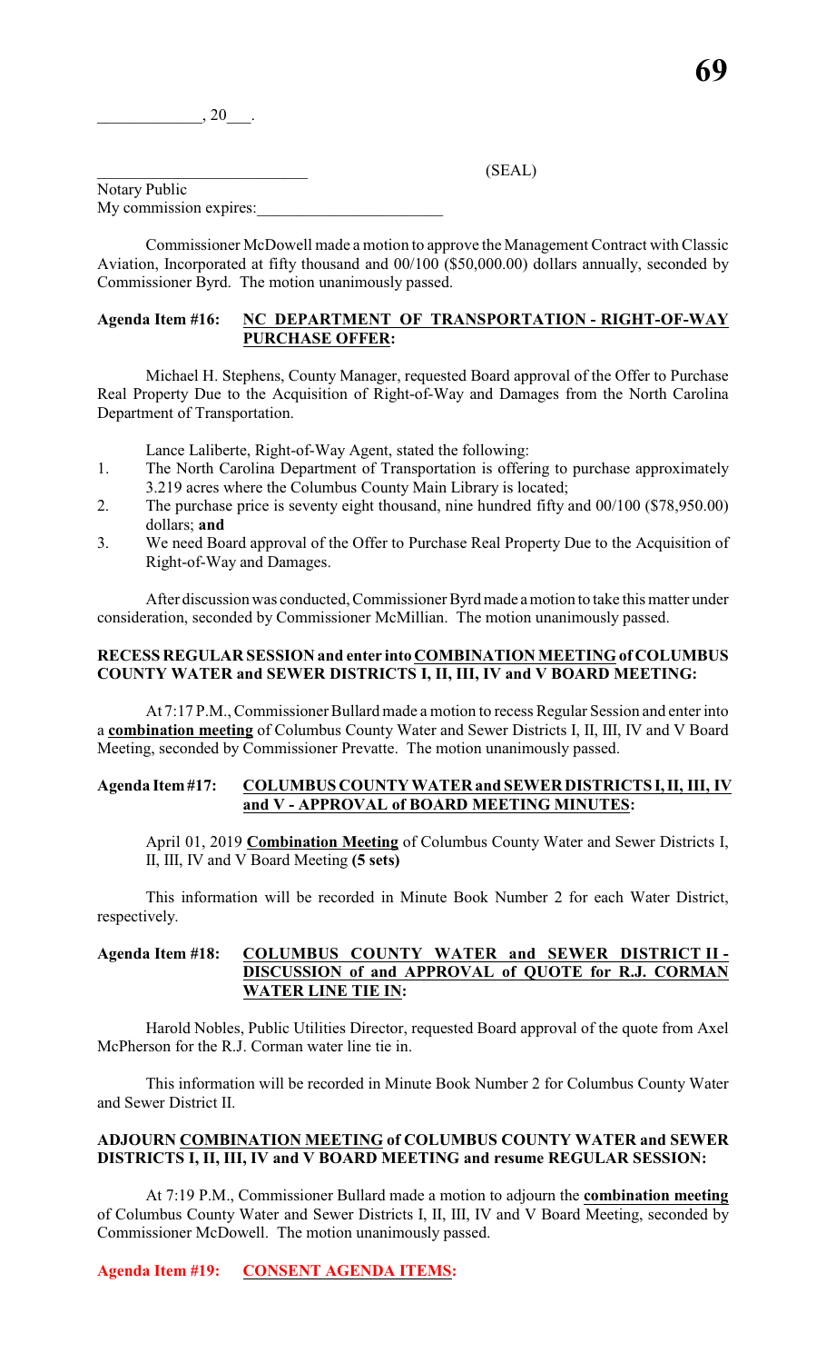____________, 20___.

__________________________ (SEAL)

Notary Public
My commission expires:______________________

Commissioner McDowell made a motion to approve the Management Contract with Classic Aviation, Incorporated at fifty thousand and 00/100 ($50,000.00) dollars annually, seconded by Commissioner Byrd. The motion unanimously passed.

**Agenda Item #16: NC DEPARTMENT OF TRANSPORTATION - RIGHT-OF-WAY PURCHASE OFFER:**

Michael H. Stephens, County Manager, requested Board approval of the Offer to Purchase Real Property Due to the Acquisition of Right-of-Way and Damages from the North Carolina Department of Transportation.

Lance Laliberte, Right-of-Way Agent, stated the following:

1. The North Carolina Department of Transportation is offering to purchase approximately 3.219 acres where the Columbus County Main Library is located;
2. The purchase price is seventy eight thousand, nine hundred fifty and 00/100 ($78,950.00) dollars; **and**
3. We need Board approval of the Offer to Purchase Real Property Due to the Acquisition of Right-of-Way and Damages.

After discussion was conducted, Commissioner Byrd made a motion to take this matter under consideration, seconded by Commissioner McMillian. The motion unanimously passed.

**RECESS REGULAR SESSION and enter into COMBINATION MEETING of COLUMBUS COUNTY WATER and SEWER DISTRICTS I, II, III, IV and V BOARD MEETING:**

At 7:17 P.M., Commissioner Bullard made a motion to recess Regular Session and enter into a **combination meeting** of Columbus County Water and Sewer Districts I, II, III, IV and V Board Meeting, seconded by Commissioner Prevatte. The motion unanimously passed.

**Agenda Item #17: COLUMBUS COUNTY WATER and SEWER DISTRICTS I, II, III, IV and V - APPROVAL of BOARD MEETING MINUTES:**

April 01, 2019 **Combination Meeting** of Columbus County Water and Sewer Districts I, II, III, IV and V Board Meeting **(5 sets)**

This information will be recorded in Minute Book Number 2 for each Water District, respectively.

**Agenda Item #18: COLUMBUS COUNTY WATER and SEWER DISTRICT II - DISCUSSION of and APPROVAL of QUOTE for R.J. CORMAN WATER LINE TIE IN:**

Harold Nobles, Public Utilities Director, requested Board approval of the quote from Axel McPherson for the R.J. Corman water line tie in.

This information will be recorded in Minute Book Number 2 for Columbus County Water and Sewer District II.

**ADJOURN COMBINATION MEETING of COLUMBUS COUNTY WATER and SEWER DISTRICTS I, II, III, IV and V BOARD MEETING and resume REGULAR SESSION:**

At 7:19 P.M., Commissioner Bullard made a motion to adjourn the **combination meeting** of Columbus County Water and Sewer Districts I, II, III, IV and V Board Meeting, seconded by Commissioner McDowell. The motion unanimously passed.

**Agenda Item #19: CONSENT AGENDA ITEMS:**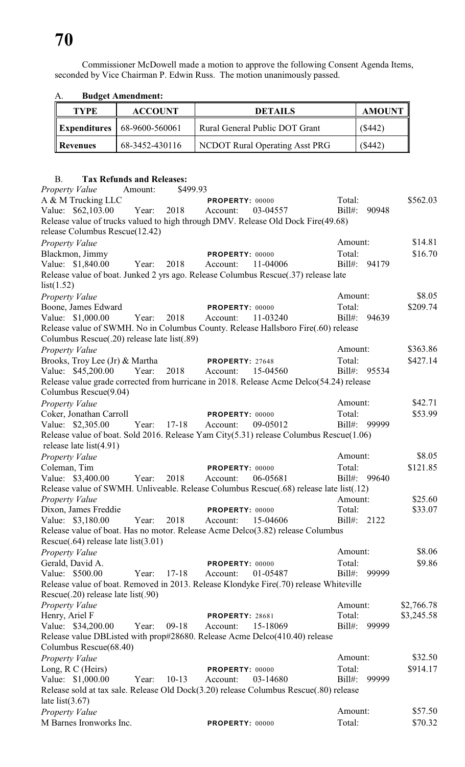Commissioner McDowell made a motion to approve the following Consent Agenda Items, seconded by Vice Chairman P. Edwin Russ. The motion unanimously passed.

A. **Budget Amendment:**

| TYPE | ACCOUNT | DETAILS | AMOUNT |
|---|---|---|---|
| **Expenditures** | 68-9600-560061 | Rural General Public DOT Grant | ($442) |
| **Revenues** | 68-3452-430116 | NCDOT Rural Operating Asst PRG | ($442) |

B. **Tax Refunds and Releases:**

*Property Value* Amount: $499.93
A & M Trucking LLC PROPERTY: 00000 Total: $562.03
Value: $62,103.00 Year: 2018 Account: 03-04557 Bill#: 90948
Release value of trucks valued to high through DMV. Release Old Dock Fire(49.68) release Columbus Rescue(12.42)

*Property Value* Amount: $14.81
Blackmon, Jimmy PROPERTY: 00000 Total: $16.70
Value: $1,840.00 Year: 2018 Account: 11-04006 Bill#: 94179
Release value of boat. Junked 2 yrs ago. Release Columbus Rescue(.37) release late list(1.52)

*Property Value* Amount: $8.05
Boone, James Edward PROPERTY: 00000 Total: $209.74
Value: $1,000.00 Year: 2018 Account: 11-03240 Bill#: 94639
Release value of SWMH. No in Columbus County. Release Hallsboro Fire(.60) release Columbus Rescue(.20) release late list(.89)

*Property Value* Amount: $363.86
Brooks, Troy Lee (Jr) & Martha PROPERTY: 27648 Total: $427.14
Value: $45,200.00 Year: 2018 Account: 15-04560 Bill#: 95534
Release value grade corrected from hurricane in 2018. Release Acme Delco(54.24) release Columbus Rescue(9.04)

*Property Value* Amount: $42.71
Coker, Jonathan Carroll PROPERTY: 00000 Total: $53.99
Value: $2,305.00 Year: 17-18 Account: 09-05012 Bill#: 99999
Release value of boat. Sold 2016. Release Yam City(5.31) release Columbus Rescue(1.06) release late list(4.91)

*Property Value* Amount: $8.05
Coleman, Tim PROPERTY: 00000 Total: $121.85
Value: $3,400.00 Year: 2018 Account: 06-05681 Bill#: 99640
Release value of SWMH. Unliveable. Release Columbus Rescue(.68) release late list(.12)

*Property Value* Amount: $25.60
Dixon, James Freddie PROPERTY: 00000 Total: $33.07
Value: $3,180.00 Year: 2018 Account: 15-04606 Bill#: 2122
Release value of boat. Has no motor. Release Acme Delco(3.82) release Columbus Rescue(.64) release late list(3.01)

*Property Value* Amount: $8.06
Gerald, David A. PROPERTY: 00000 Total: $9.86
Value: $500.00 Year: 17-18 Account: 01-05487 Bill#: 99999
Release value of boat. Removed in 2013. Release Klondyke Fire(.70) release Whiteville Rescue(.20) release late list(.90)

*Property Value* Amount: $2,766.78
Henry, Ariel F PROPERTY: 28681 Total: $3,245.58
Value: $34,200.00 Year: 09-18 Account: 15-18069 Bill#: 99999
Release value DBListed with prop#28680. Release Acme Delco(410.40) release Columbus Rescue(68.40)

*Property Value* Amount: $32.50
Long, R C (Heirs) PROPERTY: 00000 Total: $914.17
Value: $1,000.00 Year: 10-13 Account: 03-14680 Bill#: 99999
Release sold at tax sale. Release Old Dock(3.20) release Columbus Rescue(.80) release late list(3.67)

*Property Value* Amount: $57.50
M Barnes Ironworks Inc. PROPERTY: 00000 Total: $70.32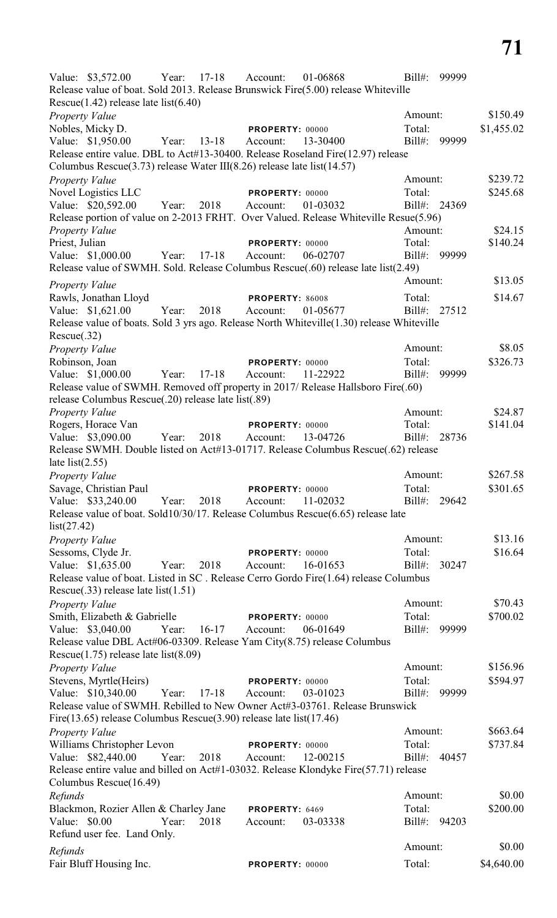Value: $3,572.00 Year: 17-18 Account: 01-06868 Bill#: 99999
Release value of boat. Sold 2013. Release Brunswick Fire(5.00) release Whiteville Rescue(1.42) release late list(6.40)

*Property Value* Amount: $150.49
Nobles, Micky D. **PROPERTY:** 00000 Total: $1,455.02
Value: $1,950.00 Year: 13-18 Account: 13-30400 Bill#: 99999
Release entire value. DBL to Act#13-30400. Release Roseland Fire(12.97) release Columbus Rescue(3.73) release Water III(8.26) release late list(14.57)

*Property Value* Amount: $239.72
Novel Logistics LLC **PROPERTY:** 00000 Total: $245.68
Value: $20,592.00 Year: 2018 Account: 01-03032 Bill#: 24369
Release portion of value on 2-2013 FRHT. Over Valued. Release Whiteville Resue(5.96)

*Property Value* Amount: $24.15
Priest, Julian **PROPERTY:** 00000 Total: $140.24
Value: $1,000.00 Year: 17-18 Account: 06-02707 Bill#: 99999
Release value of SWMH. Sold. Release Columbus Rescue(.60) release late list(2.49)

*Property Value* Amount: $13.05
Rawls, Jonathan Lloyd **PROPERTY:** 86008 Total: $14.67
Value: $1,621.00 Year: 2018 Account: 01-05677 Bill#: 27512
Release value of boats. Sold 3 yrs ago. Release North Whiteville(1.30) release Whiteville Rescue(.32)

*Property Value* Amount: $8.05
Robinson, Joan **PROPERTY:** 00000 Total: $326.73
Value: $1,000.00 Year: 17-18 Account: 11-22922 Bill#: 99999
Release value of SWMH. Removed off property in 2017/ Release Hallsboro Fire(.60) release Columbus Rescue(.20) release late list(.89)

*Property Value* Amount: $24.87
Rogers, Horace Van **PROPERTY:** 00000 Total: $141.04
Value: $3,090.00 Year: 2018 Account: 13-04726 Bill#: 28736
Release SWMH. Double listed on Act#13-01717. Release Columbus Rescue(.62) release late list(2.55)

*Property Value* Amount: $267.58
Savage, Christian Paul **PROPERTY:** 00000 Total: $301.65
Value: $33,240.00 Year: 2018 Account: 11-02032 Bill#: 29642
Release value of boat. Sold10/30/17. Release Columbus Rescue(6.65) release late list(27.42)

*Property Value* Amount: $13.16
Sessoms, Clyde Jr. **PROPERTY:** 00000 Total: $16.64
Value: $1,635.00 Year: 2018 Account: 16-01653 Bill#: 30247
Release value of boat. Listed in SC . Release Cerro Gordo Fire(1.64) release Columbus Rescue(.33) release late list(1.51)

*Property Value* Amount: $70.43
Smith, Elizabeth & Gabrielle **PROPERTY:** 00000 Total: $700.02
Value: $3,040.00 Year: 16-17 Account: 06-01649 Bill#: 99999
Release value DBL Act#06-03309. Release Yam City(8.75) release Columbus Rescue(1.75) release late list(8.09)

*Property Value* Amount: $156.96
Stevens, Myrtle(Heirs) **PROPERTY:** 00000 Total: $594.97
Value: $10,340.00 Year: 17-18 Account: 03-01023 Bill#: 99999
Release value of SWMH. Rebilled to New Owner Act#3-03761. Release Brunswick Fire(13.65) release Columbus Rescue(3.90) release late list(17.46)

*Property Value* Amount: $663.64
Williams Christopher Levon **PROPERTY:** 00000 Total: $737.84
Value: $82,440.00 Year: 2018 Account: 12-00215 Bill#: 40457
Release entire value and billed on Act#1-03032. Release Klondyke Fire(57.71) release Columbus Rescue(16.49)

*Refunds* Amount: $0.00
Blackmon, Rozier Allen & Charley Jane **PROPERTY:** 6469 Total: $200.00
Value: $0.00 Year: 2018 Account: 03-03338 Bill#: 94203
Refund user fee. Land Only.

*Refunds* Amount: $0.00
Fair Bluff Housing Inc. **PROPERTY:** 00000 Total: $4,640.00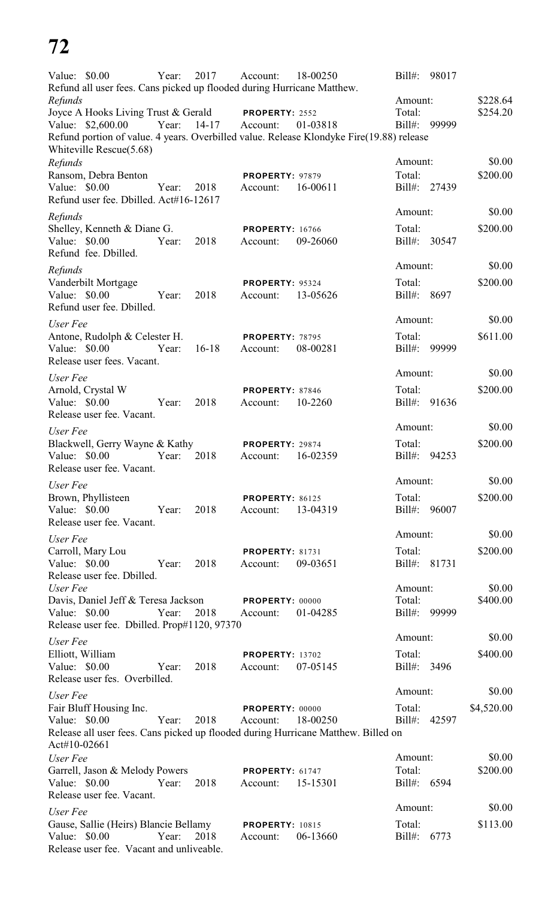Value: $0.00 Year: 2017 Account: 18-00250 Bill#: 98017
Refund all user fees. Cans picked up flooded during Hurricane Matthew.

*Refunds*
Amount: $228.64
Joyce A Hooks Living Trust & Gerald PROPERTY: 2552 Total: $254.20
Value: $2,600.00 Year: 14-17 Account: 01-03818 Bill#: 99999
Refund portion of value. 4 years. Overbilled value. Release Klondyke Fire(19.88) release Whiteville Rescue(5.68)

*Refunds*
Amount: $0.00
Ransom, Debra Benton PROPERTY: 97879 Total: $200.00
Value: $0.00 Year: 2018 Account: 16-00611 Bill#: 27439
Refund user fee. Dbilled. Act#16-12617

*Refunds*
Amount: $0.00
Shelley, Kenneth & Diane G. PROPERTY: 16766 Total: $200.00
Value: $0.00 Year: 2018 Account: 09-26060 Bill#: 30547
Refund fee. Dbilled.

*Refunds*
Amount: $0.00
Vanderbilt Mortgage PROPERTY: 95324 Total: $200.00
Value: $0.00 Year: 2018 Account: 13-05626 Bill#: 8697
Refund user fee. Dbilled.

*User Fee*
Amount: $0.00
Antone, Rudolph & Celester H. PROPERTY: 78795 Total: $611.00
Value: $0.00 Year: 16-18 Account: 08-00281 Bill#: 99999
Release user fees. Vacant.

*User Fee*
Amount: $0.00
Arnold, Crystal W PROPERTY: 87846 Total: $200.00
Value: $0.00 Year: 2018 Account: 10-2260 Bill#: 91636
Release user fee. Vacant.

*User Fee*
Amount: $0.00
Blackwell, Gerry Wayne & Kathy PROPERTY: 29874 Total: $200.00
Value: $0.00 Year: 2018 Account: 16-02359 Bill#: 94253
Release user fee. Vacant.

*User Fee*
Amount: $0.00
Brown, Phyllisteen PROPERTY: 86125 Total: $200.00
Value: $0.00 Year: 2018 Account: 13-04319 Bill#: 96007
Release user fee. Vacant.

*User Fee*
Amount: $0.00
Carroll, Mary Lou PROPERTY: 81731 Total: $200.00
Value: $0.00 Year: 2018 Account: 09-03651 Bill#: 81731
Release user fee. Dbilled.

*User Fee*
Amount: $0.00
Davis, Daniel Jeff & Teresa Jackson PROPERTY: 00000 Total: $400.00
Value: $0.00 Year: 2018 Account: 01-04285 Bill#: 99999
Release user fee. Dbilled. Prop#1120, 97370

*User Fee*
Amount: $0.00
Elliott, William PROPERTY: 13702 Total: $400.00
Value: $0.00 Year: 2018 Account: 07-05145 Bill#: 3496
Release user fes. Overbilled.

*User Fee*
Amount: $0.00
Fair Bluff Housing Inc. PROPERTY: 00000 Total: $4,520.00
Value: $0.00 Year: 2018 Account: 18-00250 Bill#: 42597
Release all user fees. Cans picked up flooded during Hurricane Matthew. Billed on Act#10-02661

*User Fee*
Amount: $0.00
Garrell, Jason & Melody Powers PROPERTY: 61747 Total: $200.00
Value: $0.00 Year: 2018 Account: 15-15301 Bill#: 6594
Release user fee. Vacant.

*User Fee*
Amount: $0.00
Gause, Sallie (Heirs) Blancie Bellamy PROPERTY: 10815 Total: $113.00
Value: $0.00 Year: 2018 Account: 06-13660 Bill#: 6773
Release user fee. Vacant and unliveable.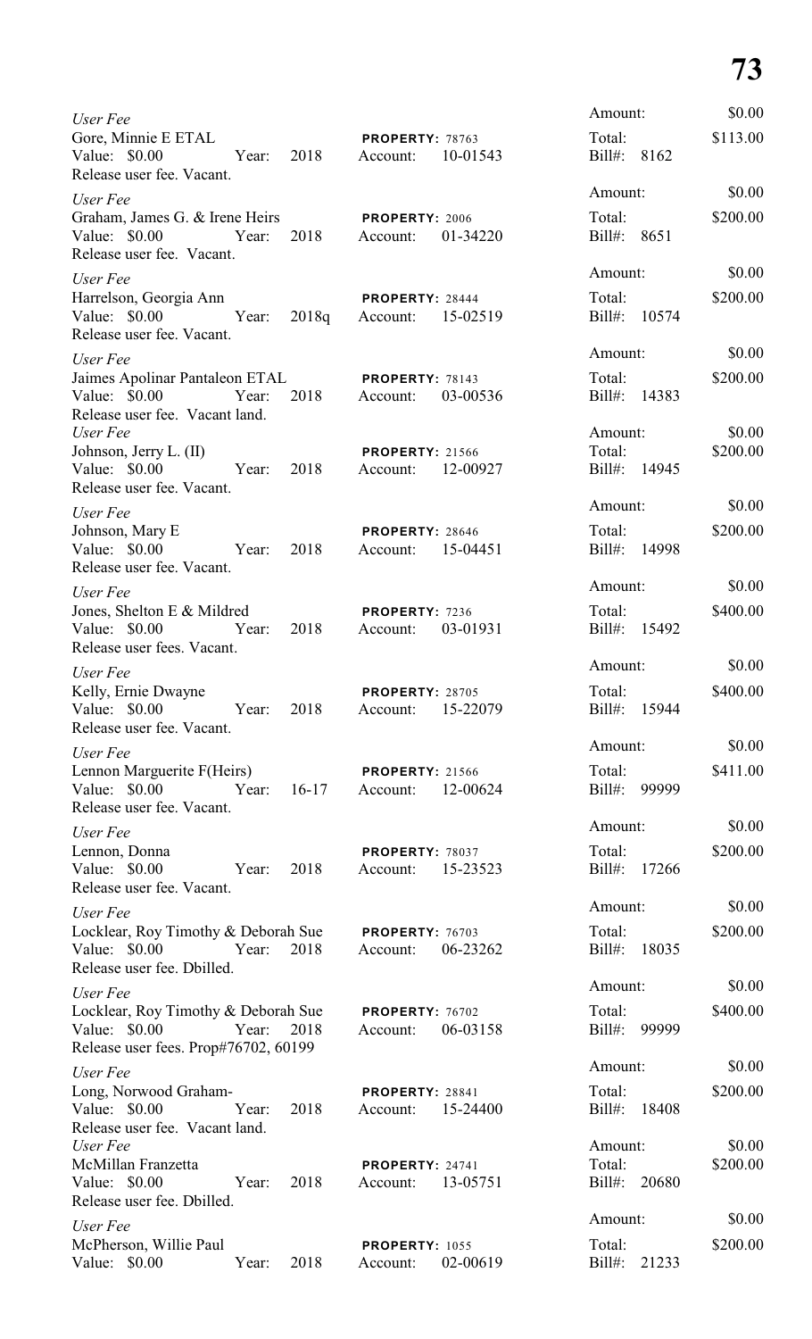*User Fee*
Gore, Minnie E ETAL — **PROPERTY:** 78763
Value: $0.00 Year: 2018 Account: 10-01543
Release user fee. Vacant.
Amount: $0.00
Total: $113.00
Bill#: 8162

*User Fee*
Graham, James G. & Irene Heirs — **PROPERTY:** 2006
Value: $0.00 Year: 2018 Account: 01-34220
Release user fee. Vacant.
Amount: $0.00
Total: $200.00
Bill#: 8651

*User Fee*
Harrelson, Georgia Ann — **PROPERTY:** 28444
Value: $0.00 Year: 2018q Account: 15-02519
Release user fee. Vacant.
Amount: $0.00
Total: $200.00
Bill#: 10574

*User Fee*
Jaimes Apolinar Pantaleon ETAL — **PROPERTY:** 78143
Value: $0.00 Year: 2018 Account: 03-00536
Release user fee. Vacant land.
Amount: $0.00
Total: $200.00
Bill#: 14383

*User Fee*
Johnson, Jerry L. (II) — **PROPERTY:** 21566
Value: $0.00 Year: 2018 Account: 12-00927
Release user fee. Vacant.
Amount: $0.00
Total: $200.00
Bill#: 14945

*User Fee*
Johnson, Mary E — **PROPERTY:** 28646
Value: $0.00 Year: 2018 Account: 15-04451
Release user fee. Vacant.
Amount: $0.00
Total: $200.00
Bill#: 14998

*User Fee*
Jones, Shelton E & Mildred — **PROPERTY:** 7236
Value: $0.00 Year: 2018 Account: 03-01931
Release user fees. Vacant.
Amount: $0.00
Total: $400.00
Bill#: 15492

*User Fee*
Kelly, Ernie Dwayne — **PROPERTY:** 28705
Value: $0.00 Year: 2018 Account: 15-22079
Release user fee. Vacant.
Amount: $0.00
Total: $400.00
Bill#: 15944

*User Fee*
Lennon Marguerite F(Heirs) — **PROPERTY:** 21566
Value: $0.00 Year: 16-17 Account: 12-00624
Release user fee. Vacant.
Amount: $0.00
Total: $411.00
Bill#: 99999

*User Fee*
Lennon, Donna — **PROPERTY:** 78037
Value: $0.00 Year: 2018 Account: 15-23523
Release user fee. Vacant.
Amount: $0.00
Total: $200.00
Bill#: 17266

*User Fee*
Locklear, Roy Timothy & Deborah Sue — **PROPERTY:** 76703
Value: $0.00 Year: 2018 Account: 06-23262
Release user fee. Dbilled.
Amount: $0.00
Total: $200.00
Bill#: 18035

*User Fee*
Locklear, Roy Timothy & Deborah Sue — **PROPERTY:** 76702
Value: $0.00 Year: 2018 Account: 06-03158
Release user fees. Prop#76702, 60199
Amount: $0.00
Total: $400.00
Bill#: 99999

*User Fee*
Long, Norwood Graham- — **PROPERTY:** 28841
Value: $0.00 Year: 2018 Account: 15-24400
Release user fee. Vacant land.
Amount: $0.00
Total: $200.00
Bill#: 18408

*User Fee*
McMillan Franzetta — **PROPERTY:** 24741
Value: $0.00 Year: 2018 Account: 13-05751
Release user fee. Dbilled.
Amount: $0.00
Total: $200.00
Bill#: 20680

*User Fee*
McPherson, Willie Paul — **PROPERTY:** 1055
Value: $0.00 Year: 2018 Account: 02-00619
Amount: $0.00
Total: $200.00
Bill#: 21233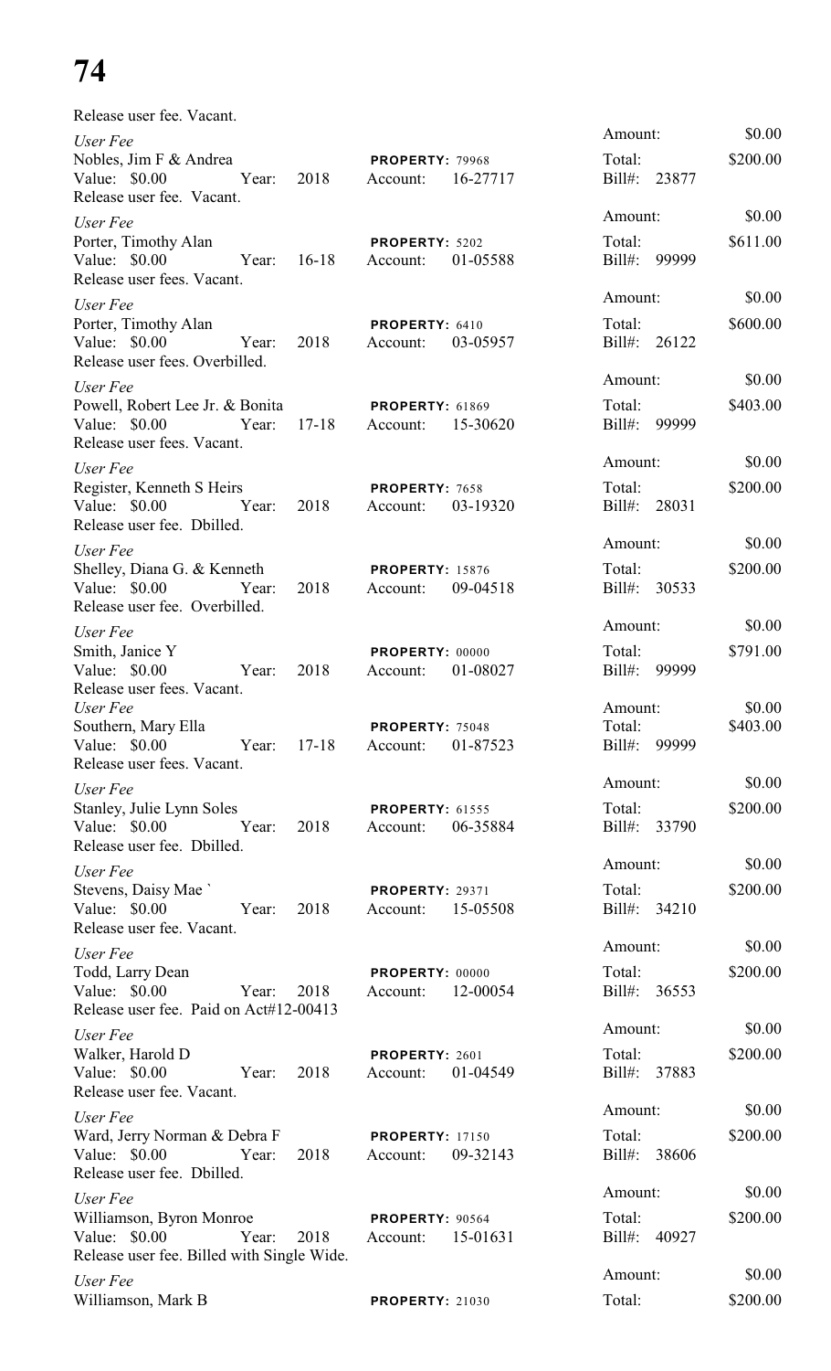Release user fee. Vacant.

*User Fee*
Nobles, Jim F & Andrea — **PROPERTY:** 79968
Value: $0.00 Year: 2018 Account: 16-27717
Release user fee. Vacant.
Amount: $0.00
Total: $200.00
Bill#: 23877

*User Fee*
Porter, Timothy Alan — **PROPERTY:** 5202
Value: $0.00 Year: 16-18 Account: 01-05588
Release user fees. Vacant.
Amount: $0.00
Total: $611.00
Bill#: 99999

*User Fee*
Porter, Timothy Alan — **PROPERTY:** 6410
Value: $0.00 Year: 2018 Account: 03-05957
Release user fees. Overbilled.
Amount: $0.00
Total: $600.00
Bill#: 26122

*User Fee*
Powell, Robert Lee Jr. & Bonita — **PROPERTY:** 61869
Value: $0.00 Year: 17-18 Account: 15-30620
Release user fees. Vacant.
Amount: $0.00
Total: $403.00
Bill#: 99999

*User Fee*
Register, Kenneth S Heirs — **PROPERTY:** 7658
Value: $0.00 Year: 2018 Account: 03-19320
Release user fee. Dbilled.
Amount: $0.00
Total: $200.00
Bill#: 28031

*User Fee*
Shelley, Diana G. & Kenneth — **PROPERTY:** 15876
Value: $0.00 Year: 2018 Account: 09-04518
Release user fee. Overbilled.
Amount: $0.00
Total: $200.00
Bill#: 30533

*User Fee*
Smith, Janice Y — **PROPERTY:** 00000
Value: $0.00 Year: 2018 Account: 01-08027
Release user fees. Vacant.
Amount: $0.00
Total: $791.00
Bill#: 99999

*User Fee*
Southern, Mary Ella — **PROPERTY:** 75048
Value: $0.00 Year: 17-18 Account: 01-87523
Release user fees. Vacant.
Amount: $0.00
Total: $403.00
Bill#: 99999

*User Fee*
Stanley, Julie Lynn Soles — **PROPERTY:** 61555
Value: $0.00 Year: 2018 Account: 06-35884
Release user fee. Dbilled.
Amount: $0.00
Total: $200.00
Bill#: 33790

*User Fee*
Stevens, Daisy Mae ` — **PROPERTY:** 29371
Value: $0.00 Year: 2018 Account: 15-05508
Release user fee. Vacant.
Amount: $0.00
Total: $200.00
Bill#: 34210

*User Fee*
Todd, Larry Dean — **PROPERTY:** 00000
Value: $0.00 Year: 2018 Account: 12-00054
Release user fee. Paid on Act#12-00413
Amount: $0.00
Total: $200.00
Bill#: 36553

*User Fee*
Walker, Harold D — **PROPERTY:** 2601
Value: $0.00 Year: 2018 Account: 01-04549
Release user fee. Vacant.
Amount: $0.00
Total: $200.00
Bill#: 37883

*User Fee*
Ward, Jerry Norman & Debra F — **PROPERTY:** 17150
Value: $0.00 Year: 2018 Account: 09-32143
Release user fee. Dbilled.
Amount: $0.00
Total: $200.00
Bill#: 38606

*User Fee*
Williamson, Byron Monroe — **PROPERTY:** 90564
Value: $0.00 Year: 2018 Account: 15-01631
Release user fee. Billed with Single Wide.
Amount: $0.00
Total: $200.00
Bill#: 40927

*User Fee*
Williamson, Mark B — **PROPERTY:** 21030
Amount: $0.00
Total: $200.00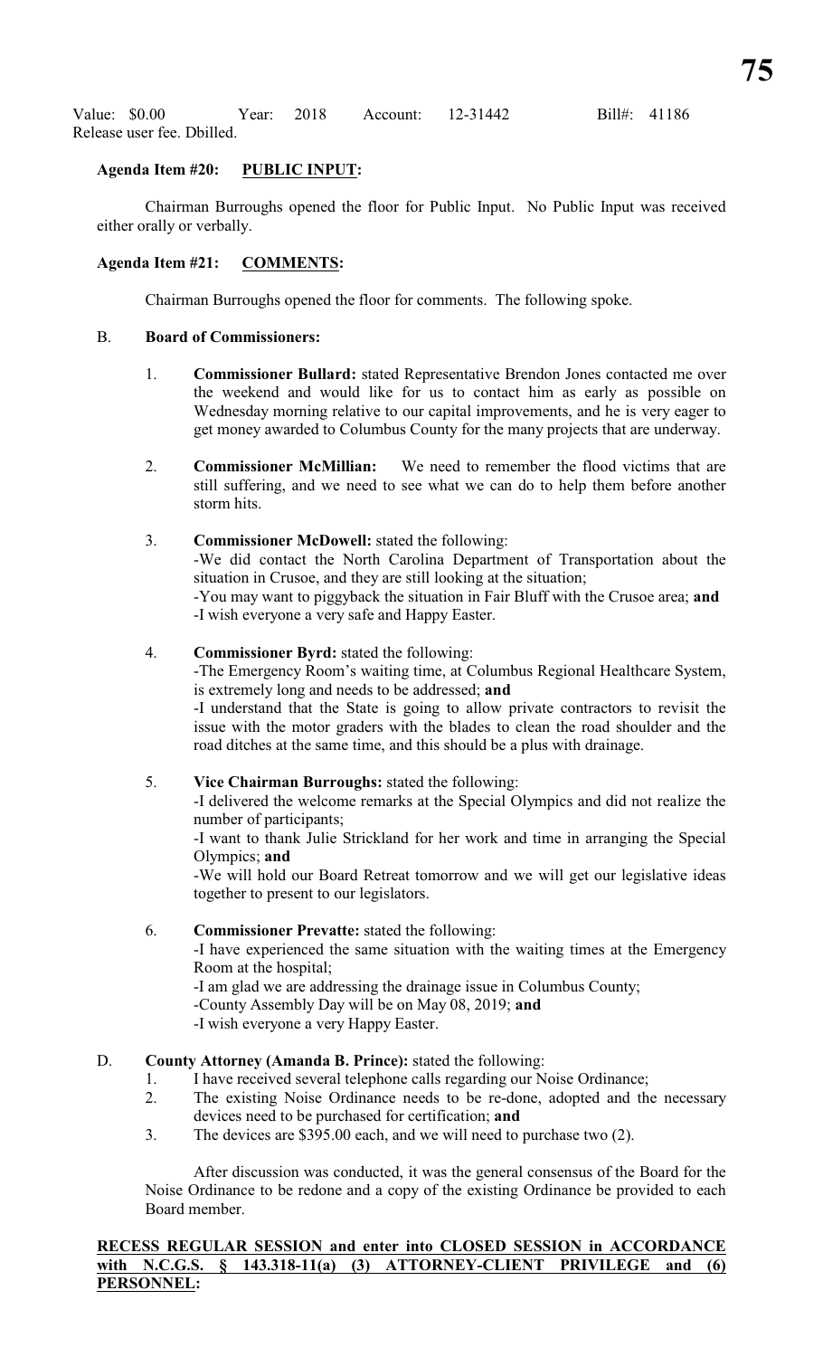Value: $0.00 Year: 2018 Account: 12-31442 Bill#: 41186
Release user fee. Dbilled.

**Agenda Item #20: PUBLIC INPUT:**

Chairman Burroughs opened the floor for Public Input. No Public Input was received either orally or verbally.

**Agenda Item #21: COMMENTS:**

Chairman Burroughs opened the floor for comments. The following spoke.

B. **Board of Commissioners:**

1. **Commissioner Bullard:** stated Representative Brendon Jones contacted me over the weekend and would like for us to contact him as early as possible on Wednesday morning relative to our capital improvements, and he is very eager to get money awarded to Columbus County for the many projects that are underway.

2. **Commissioner McMillian:** We need to remember the flood victims that are still suffering, and we need to see what we can do to help them before another storm hits.

3. **Commissioner McDowell:** stated the following:
   -We did contact the North Carolina Department of Transportation about the situation in Crusoe, and they are still looking at the situation;
   -You may want to piggyback the situation in Fair Bluff with the Crusoe area; **and**
   -I wish everyone a very safe and Happy Easter.

4. **Commissioner Byrd:** stated the following:
   -The Emergency Room's waiting time, at Columbus Regional Healthcare System, is extremely long and needs to be addressed; **and**
   -I understand that the State is going to allow private contractors to revisit the issue with the motor graders with the blades to clean the road shoulder and the road ditches at the same time, and this should be a plus with drainage.

5. **Vice Chairman Burroughs:** stated the following:
   -I delivered the welcome remarks at the Special Olympics and did not realize the number of participants;
   -I want to thank Julie Strickland for her work and time in arranging the Special Olympics; **and**
   -We will hold our Board Retreat tomorrow and we will get our legislative ideas together to present to our legislators.

6. **Commissioner Prevatte:** stated the following:
   -I have experienced the same situation with the waiting times at the Emergency Room at the hospital;
   -I am glad we are addressing the drainage issue in Columbus County;
   -County Assembly Day will be on May 08, 2019; **and**
   -I wish everyone a very Happy Easter.

D. **County Attorney (Amanda B. Prince):** stated the following:

1. I have received several telephone calls regarding our Noise Ordinance;
2. The existing Noise Ordinance needs to be re-done, adopted and the necessary devices need to be purchased for certification; **and**
3. The devices are $395.00 each, and we will need to purchase two (2).

After discussion was conducted, it was the general consensus of the Board for the Noise Ordinance to be redone and a copy of the existing Ordinance be provided to each Board member.

**RECESS REGULAR SESSION and enter into CLOSED SESSION in ACCORDANCE with N.C.G.S. § 143.318-11(a) (3) ATTORNEY-CLIENT PRIVILEGE and (6) PERSONNEL:**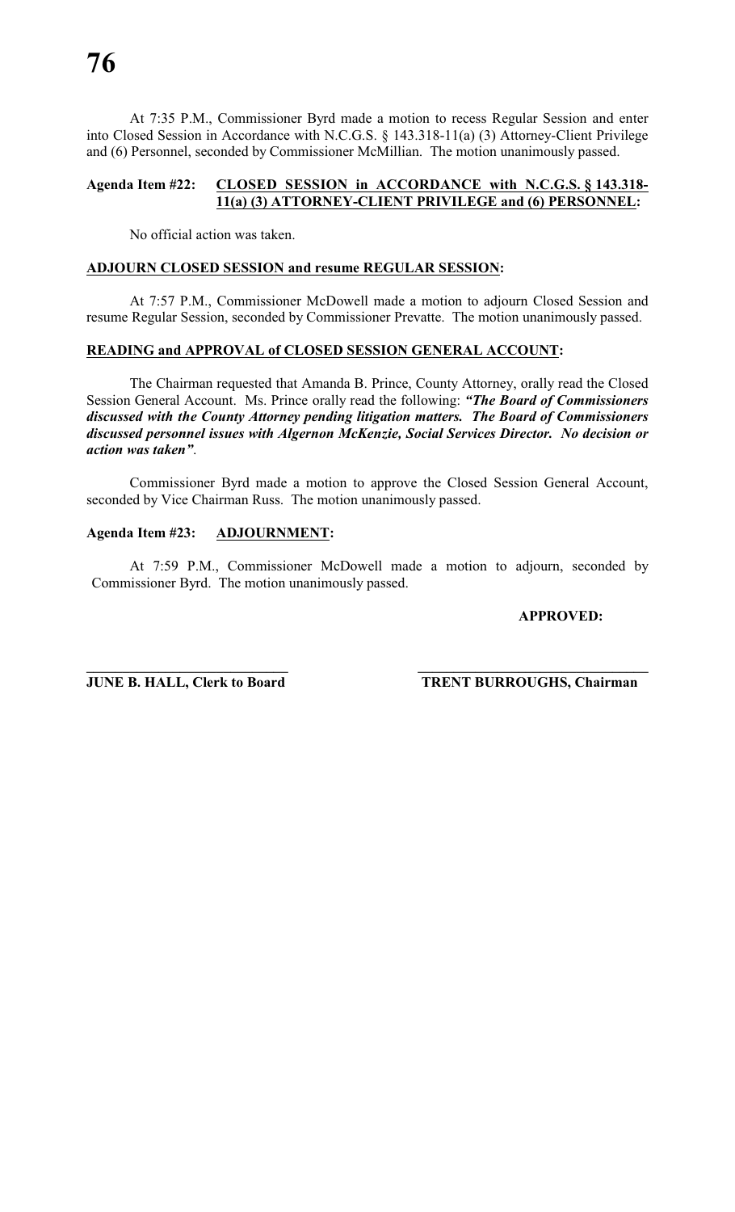At 7:35 P.M., Commissioner Byrd made a motion to recess Regular Session and enter into Closed Session in Accordance with N.C.G.S. § 143.318-11(a) (3) Attorney-Client Privilege and (6) Personnel, seconded by Commissioner McMillian. The motion unanimously passed.

**Agenda Item #22: <u>CLOSED SESSION in ACCORDANCE with N.C.G.S. § 143.318-11(a) (3) ATTORNEY-CLIENT PRIVILEGE and (6) PERSONNEL</u>:**

No official action was taken.

**<u>ADJOURN CLOSED SESSION and resume REGULAR SESSION</u>:**

At 7:57 P.M., Commissioner McDowell made a motion to adjourn Closed Session and resume Regular Session, seconded by Commissioner Prevatte. The motion unanimously passed.

**<u>READING and APPROVAL of CLOSED SESSION GENERAL ACCOUNT</u>:**

The Chairman requested that Amanda B. Prince, County Attorney, orally read the Closed Session General Account. Ms. Prince orally read the following: ***"The Board of Commissioners discussed with the County Attorney pending litigation matters. The Board of Commissioners discussed personnel issues with Algernon McKenzie, Social Services Director. No decision or action was taken"***.

Commissioner Byrd made a motion to approve the Closed Session General Account, seconded by Vice Chairman Russ. The motion unanimously passed.

**Agenda Item #23: <u>ADJOURNMENT</u>:**

At 7:59 P.M., Commissioner McDowell made a motion to adjourn, seconded by Commissioner Byrd. The motion unanimously passed.

**APPROVED:**

**JUNE B. HALL, Clerk to Board**

**TRENT BURROUGHS, Chairman**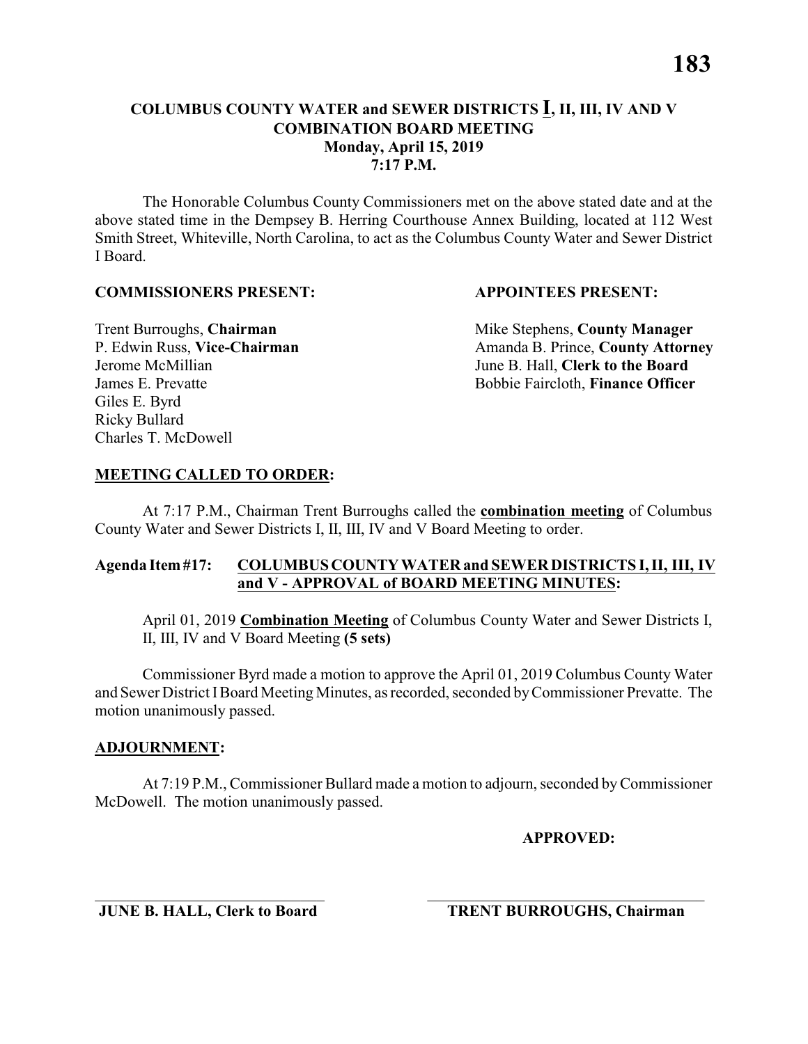# COLUMBUS COUNTY WATER and SEWER DISTRICTS I, II, III, IV AND V COMBINATION BOARD MEETING
## Monday, April 15, 2019
## 7:17 P.M.

The Honorable Columbus County Commissioners met on the above stated date and at the above stated time in the Dempsey B. Herring Courthouse Annex Building, located at 112 West Smith Street, Whiteville, North Carolina, to act as the Columbus County Water and Sewer District I Board.

**COMMISSIONERS PRESENT:**

Trent Burroughs, **Chairman**
P. Edwin Russ, **Vice-Chairman**
Jerome McMillian
James E. Prevatte
Giles E. Byrd
Ricky Bullard
Charles T. McDowell

**APPOINTEES PRESENT:**

Mike Stephens, **County Manager**
Amanda B. Prince, **County Attorney**
June B. Hall, **Clerk to the Board**
Bobbie Faircloth, **Finance Officer**

**MEETING CALLED TO ORDER:**

At 7:17 P.M., Chairman Trent Burroughs called the **combination meeting** of Columbus County Water and Sewer Districts I, II, III, IV and V Board Meeting to order.

**Agenda Item #17: COLUMBUS COUNTY WATER and SEWER DISTRICTS I, II, III, IV and V - APPROVAL of BOARD MEETING MINUTES:**

April 01, 2019 **Combination Meeting** of Columbus County Water and Sewer Districts I, II, III, IV and V Board Meeting **(5 sets)**

Commissioner Byrd made a motion to approve the April 01, 2019 Columbus County Water and Sewer District I Board Meeting Minutes, as recorded, seconded by Commissioner Prevatte. The motion unanimously passed.

**ADJOURNMENT:**

At 7:19 P.M., Commissioner Bullard made a motion to adjourn, seconded by Commissioner McDowell. The motion unanimously passed.

**APPROVED:**

\_\_\_\_\_\_\_\_\_\_\_\_\_\_\_\_\_\_\_\_\_\_\_\_\_\_\_\_\_\_
**JUNE B. HALL, Clerk to Board**

\_\_\_\_\_\_\_\_\_\_\_\_\_\_\_\_\_\_\_\_\_\_\_\_\_\_\_\_\_\_
**TRENT BURROUGHS, Chairman**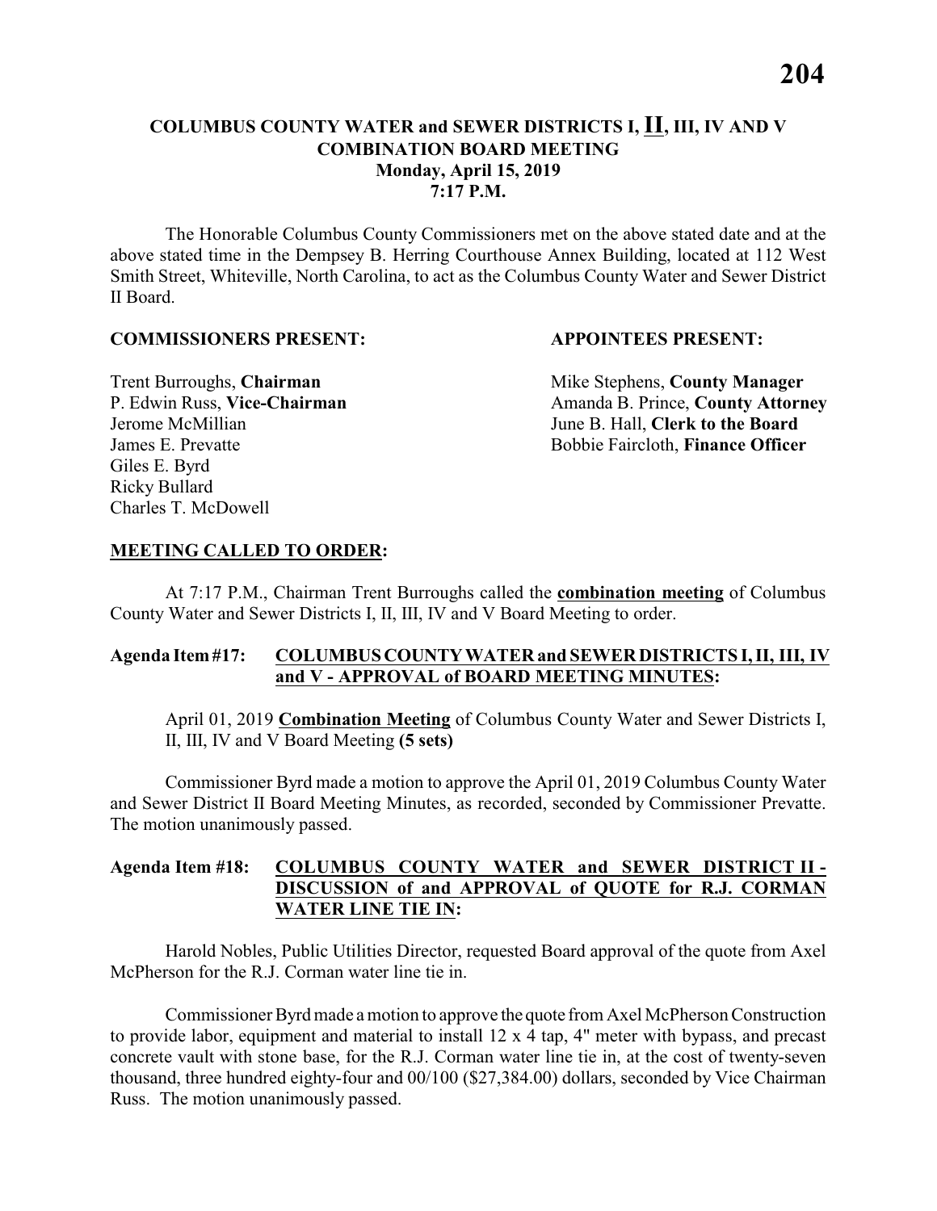# COLUMBUS COUNTY WATER and SEWER DISTRICTS I, II, III, IV AND V COMBINATION BOARD MEETING
## Monday, April 15, 2019
## 7:17 P.M.

The Honorable Columbus County Commissioners met on the above stated date and at the above stated time in the Dempsey B. Herring Courthouse Annex Building, located at 112 West Smith Street, Whiteville, North Carolina, to act as the Columbus County Water and Sewer District II Board.

**COMMISSIONERS PRESENT:**

Trent Burroughs, **Chairman**
P. Edwin Russ, **Vice-Chairman**
Jerome McMillian
James E. Prevatte
Giles E. Byrd
Ricky Bullard
Charles T. McDowell

**APPOINTEES PRESENT:**

Mike Stephens, **County Manager**
Amanda B. Prince, **County Attorney**
June B. Hall, **Clerk to the Board**
Bobbie Faircloth, **Finance Officer**

**MEETING CALLED TO ORDER:**

At 7:17 P.M., Chairman Trent Burroughs called the **combination meeting** of Columbus County Water and Sewer Districts I, II, III, IV and V Board Meeting to order.

**Agenda Item #17: COLUMBUS COUNTY WATER and SEWER DISTRICTS I, II, III, IV and V - APPROVAL of BOARD MEETING MINUTES:**

April 01, 2019 **Combination Meeting** of Columbus County Water and Sewer Districts I, II, III, IV and V Board Meeting **(5 sets)**

Commissioner Byrd made a motion to approve the April 01, 2019 Columbus County Water and Sewer District II Board Meeting Minutes, as recorded, seconded by Commissioner Prevatte. The motion unanimously passed.

**Agenda Item #18: COLUMBUS COUNTY WATER and SEWER DISTRICT II - DISCUSSION of and APPROVAL of QUOTE for R.J. CORMAN WATER LINE TIE IN:**

Harold Nobles, Public Utilities Director, requested Board approval of the quote from Axel McPherson for the R.J. Corman water line tie in.

Commissioner Byrd made a motion to approve the quote from Axel McPherson Construction to provide labor, equipment and material to install 12 x 4 tap, 4" meter with bypass, and precast concrete vault with stone base, for the R.J. Corman water line tie in, at the cost of twenty-seven thousand, three hundred eighty-four and 00/100 ($27,384.00) dollars, seconded by Vice Chairman Russ. The motion unanimously passed.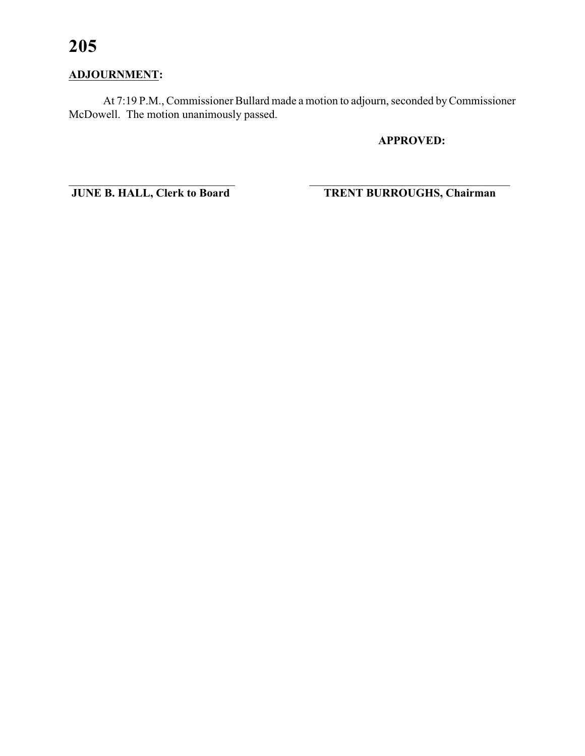**ADJOURNMENT:**

At 7:19 P.M., Commissioner Bullard made a motion to adjourn, seconded by Commissioner McDowell. The motion unanimously passed.

**APPROVED:**

\_\_\_\_\_\_\_\_\_\_\_\_\_\_\_\_\_\_\_\_\_\_\_\_\_\_\_\_\_\_ \_\_\_\_\_\_\_\_\_\_\_\_\_\_\_\_\_\_\_\_\_\_\_\_\_\_\_\_\_\_\_\_\_\_\_\_

**JUNE B. HALL, Clerk to Board** **TRENT BURROUGHS, Chairman**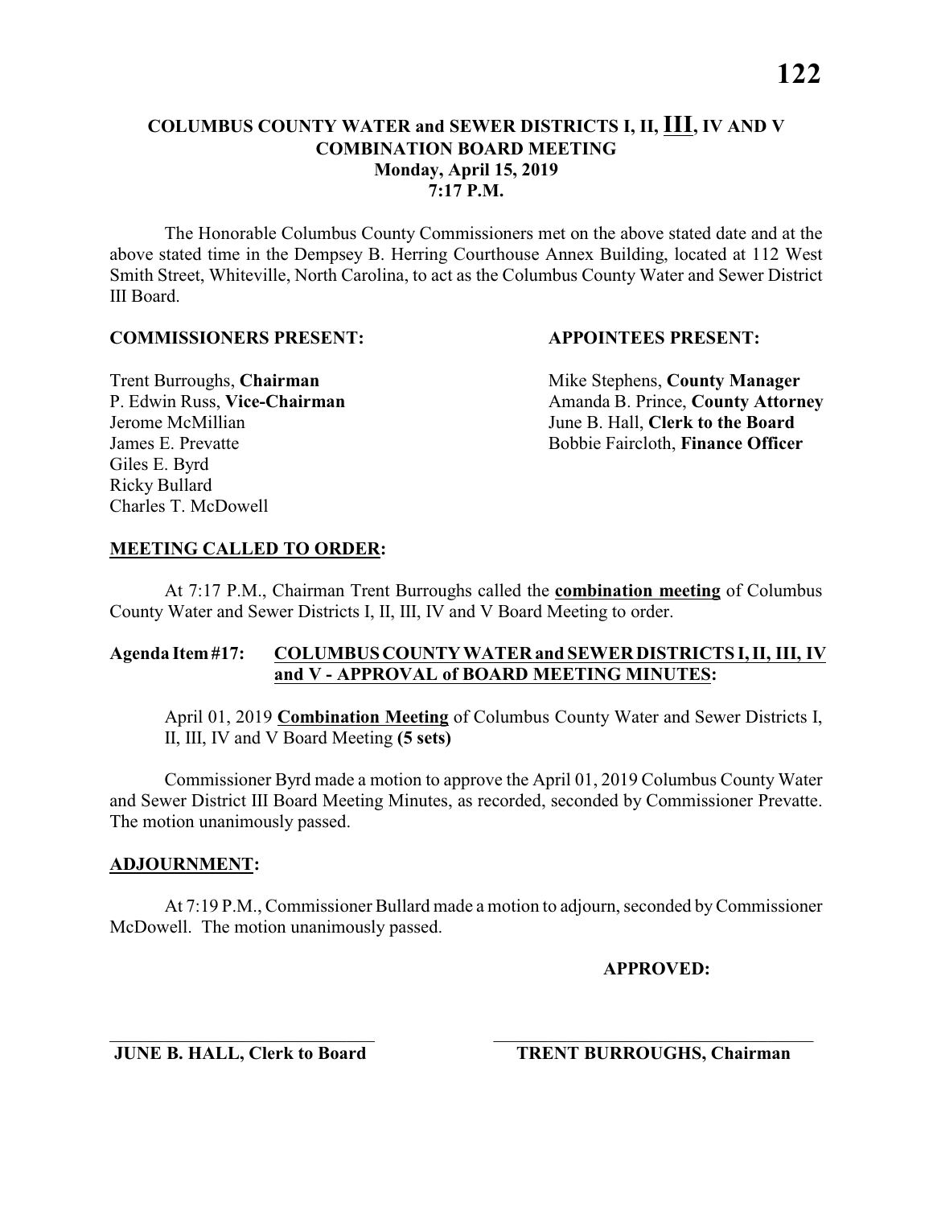# COLUMBUS COUNTY WATER and SEWER DISTRICTS I, II, III, IV AND V
## COMBINATION BOARD MEETING
### Monday, April 15, 2019
### 7:17 P.M.

The Honorable Columbus County Commissioners met on the above stated date and at the above stated time in the Dempsey B. Herring Courthouse Annex Building, located at 112 West Smith Street, Whiteville, North Carolina, to act as the Columbus County Water and Sewer District III Board.

**COMMISSIONERS PRESENT:**

Trent Burroughs, **Chairman**
P. Edwin Russ, **Vice-Chairman**
Jerome McMillian
James E. Prevatte
Giles E. Byrd
Ricky Bullard
Charles T. McDowell

**APPOINTEES PRESENT:**

Mike Stephens, **County Manager**
Amanda B. Prince, **County Attorney**
June B. Hall, **Clerk to the Board**
Bobbie Faircloth, **Finance Officer**

**MEETING CALLED TO ORDER:**

At 7:17 P.M., Chairman Trent Burroughs called the **combination meeting** of Columbus County Water and Sewer Districts I, II, III, IV and V Board Meeting to order.

**Agenda Item #17: COLUMBUS COUNTY WATER and SEWER DISTRICTS I, II, III, IV and V - APPROVAL of BOARD MEETING MINUTES:**

April 01, 2019 **Combination Meeting** of Columbus County Water and Sewer Districts I, II, III, IV and V Board Meeting **(5 sets)**

Commissioner Byrd made a motion to approve the April 01, 2019 Columbus County Water and Sewer District III Board Meeting Minutes, as recorded, seconded by Commissioner Prevatte. The motion unanimously passed.

**ADJOURNMENT:**

At 7:19 P.M., Commissioner Bullard made a motion to adjourn, seconded by Commissioner McDowell. The motion unanimously passed.

**APPROVED:**

\_\_\_\_\_\_\_\_\_\_\_\_\_\_\_\_\_\_\_\_\_\_\_\_\_\_\_\_\_\_
**JUNE B. HALL, Clerk to Board**

\_\_\_\_\_\_\_\_\_\_\_\_\_\_\_\_\_\_\_\_\_\_\_\_\_\_\_\_\_\_
**TRENT BURROUGHS, Chairman**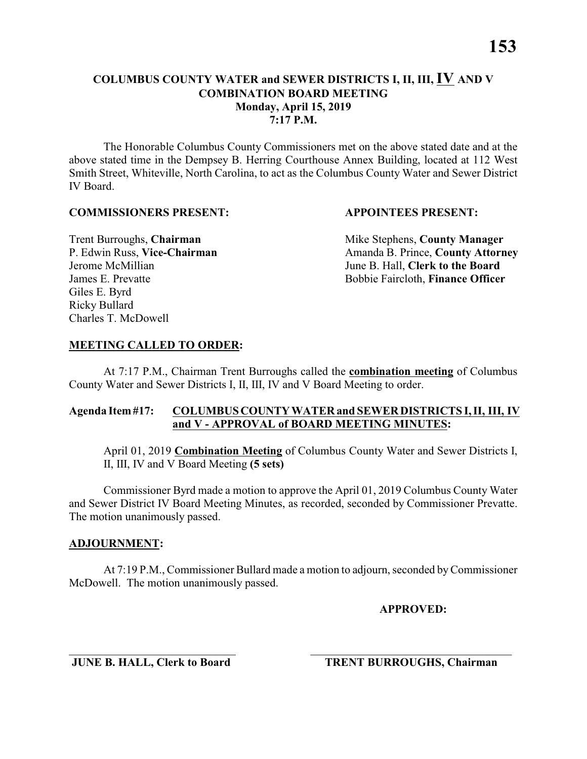**COLUMBUS COUNTY WATER and SEWER DISTRICTS I, II, III, IV AND V**
**COMBINATION BOARD MEETING**
**Monday, April 15, 2019**
**7:17 P.M.**

The Honorable Columbus County Commissioners met on the above stated date and at the above stated time in the Dempsey B. Herring Courthouse Annex Building, located at 112 West Smith Street, Whiteville, North Carolina, to act as the Columbus County Water and Sewer District IV Board.

**COMMISSIONERS PRESENT:**

Trent Burroughs, **Chairman**
P. Edwin Russ, **Vice-Chairman**
Jerome McMillian
James E. Prevatte
Giles E. Byrd
Ricky Bullard
Charles T. McDowell

**APPOINTEES PRESENT:**

Mike Stephens, **County Manager**
Amanda B. Prince, **County Attorney**
June B. Hall, **Clerk to the Board**
Bobbie Faircloth, **Finance Officer**

**MEETING CALLED TO ORDER:**

At 7:17 P.M., Chairman Trent Burroughs called the **combination meeting** of Columbus County Water and Sewer Districts I, II, III, IV and V Board Meeting to order.

**Agenda Item #17: COLUMBUS COUNTY WATER and SEWER DISTRICTS I, II, III, IV and V - APPROVAL of BOARD MEETING MINUTES:**

April 01, 2019 **Combination Meeting** of Columbus County Water and Sewer Districts I, II, III, IV and V Board Meeting **(5 sets)**

Commissioner Byrd made a motion to approve the April 01, 2019 Columbus County Water and Sewer District IV Board Meeting Minutes, as recorded, seconded by Commissioner Prevatte. The motion unanimously passed.

**ADJOURNMENT:**

At 7:19 P.M., Commissioner Bullard made a motion to adjourn, seconded by Commissioner McDowell. The motion unanimously passed.

**APPROVED:**

\_\_\_\_\_\_\_\_\_\_\_\_\_\_\_\_\_\_\_\_\_\_\_\_\_\_\_\_\_\_
**JUNE B. HALL, Clerk to Board**

\_\_\_\_\_\_\_\_\_\_\_\_\_\_\_\_\_\_\_\_\_\_\_\_\_\_\_\_\_\_
**TRENT BURROUGHS, Chairman**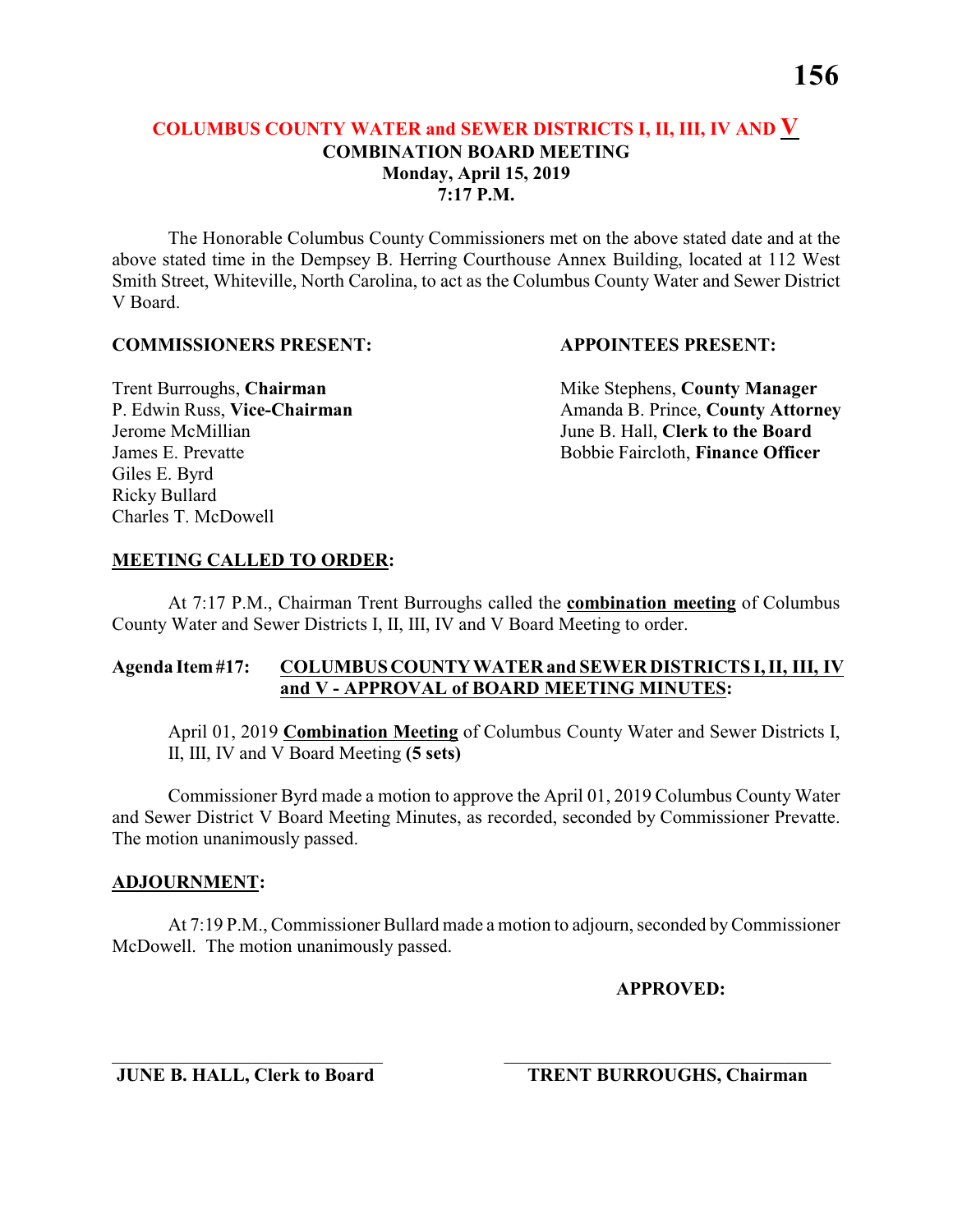## COLUMBUS COUNTY WATER and SEWER DISTRICTS I, II, III, IV AND V
**COMBINATION BOARD MEETING**
**Monday, April 15, 2019**
**7:17 P.M.**

The Honorable Columbus County Commissioners met on the above stated date and at the above stated time in the Dempsey B. Herring Courthouse Annex Building, located at 112 West Smith Street, Whiteville, North Carolina, to act as the Columbus County Water and Sewer District V Board.

**COMMISSIONERS PRESENT:**

Trent Burroughs, **Chairman**
P. Edwin Russ, **Vice-Chairman**
Jerome McMillian
James E. Prevatte
Giles E. Byrd
Ricky Bullard
Charles T. McDowell

**APPOINTEES PRESENT:**

Mike Stephens, **County Manager**
Amanda B. Prince, **County Attorney**
June B. Hall, **Clerk to the Board**
Bobbie Faircloth, **Finance Officer**

**MEETING CALLED TO ORDER:**

At 7:17 P.M., Chairman Trent Burroughs called the **combination meeting** of Columbus County Water and Sewer Districts I, II, III, IV and V Board Meeting to order.

**Agenda Item #17: COLUMBUS COUNTY WATER and SEWER DISTRICTS I, II, III, IV and V - APPROVAL of BOARD MEETING MINUTES:**

April 01, 2019 **Combination Meeting** of Columbus County Water and Sewer Districts I, II, III, IV and V Board Meeting **(5 sets)**

Commissioner Byrd made a motion to approve the April 01, 2019 Columbus County Water and Sewer District V Board Meeting Minutes, as recorded, seconded by Commissioner Prevatte. The motion unanimously passed.

**ADJOURNMENT:**

At 7:19 P.M., Commissioner Bullard made a motion to adjourn, seconded by Commissioner McDowell. The motion unanimously passed.

**APPROVED:**

\_\_\_\_\_\_\_\_\_\_\_\_\_\_\_\_\_\_\_\_\_\_\_\_\_\_\_\_
**JUNE B. HALL, Clerk to Board**

\_\_\_\_\_\_\_\_\_\_\_\_\_\_\_\_\_\_\_\_\_\_\_\_\_\_\_\_
**TRENT BURROUGHS, Chairman**